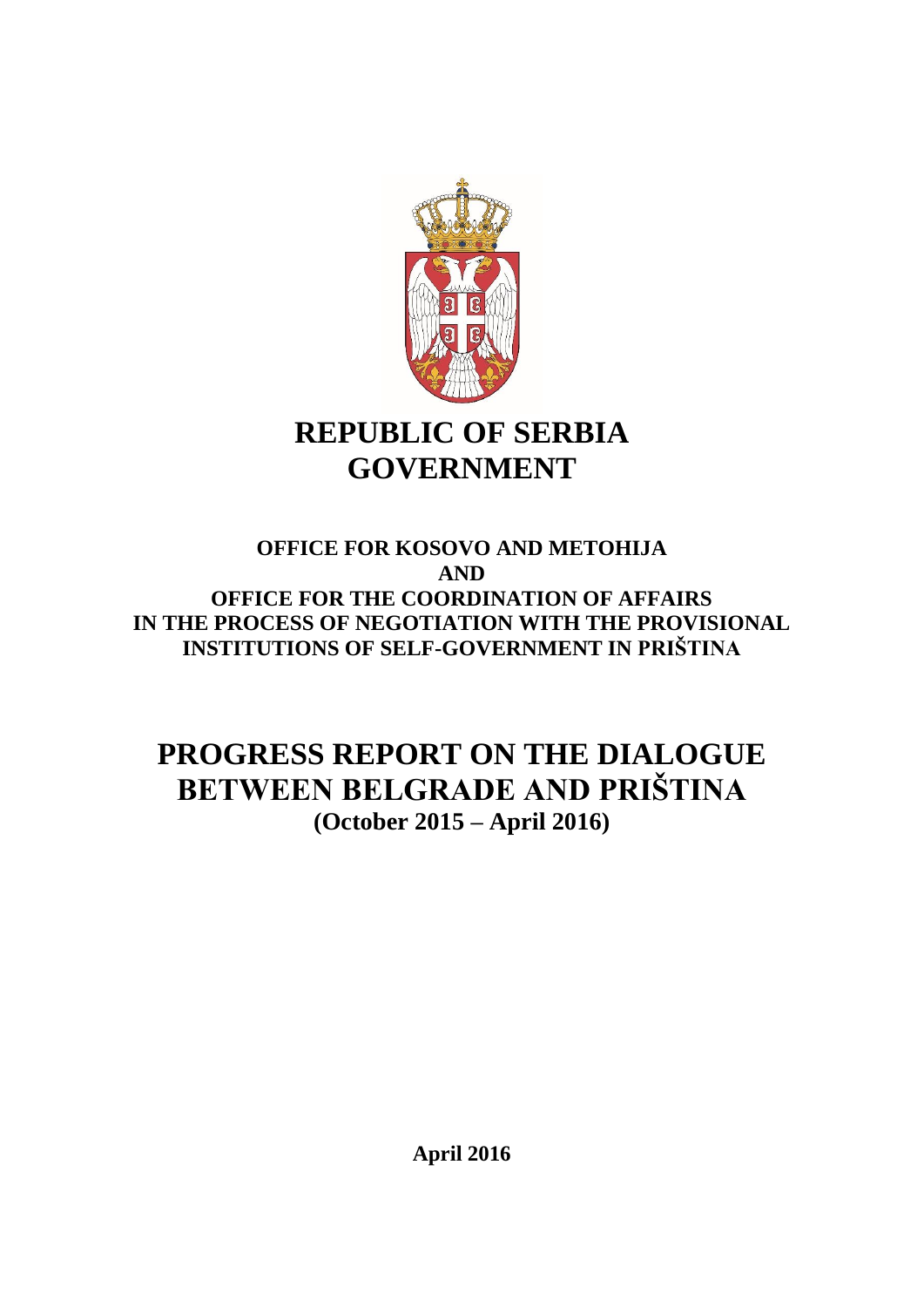# REPUBLIC OF SERBIA
# GOVERNMENT

**OFFICE FOR KOSOVO AND METOHIJA**
**AND**
**OFFICE FOR THE COORDINATION OF AFFAIRS IN THE PROCESS OF NEGOTIATION WITH THE PROVISIONAL INSTITUTIONS OF SELF-GOVERNMENT IN PRIŠTINA**

# PROGRESS REPORT ON THE DIALOGUE BETWEEN BELGRADE AND PRIŠTINA
## (October 2015 – April 2016)

**April 2016**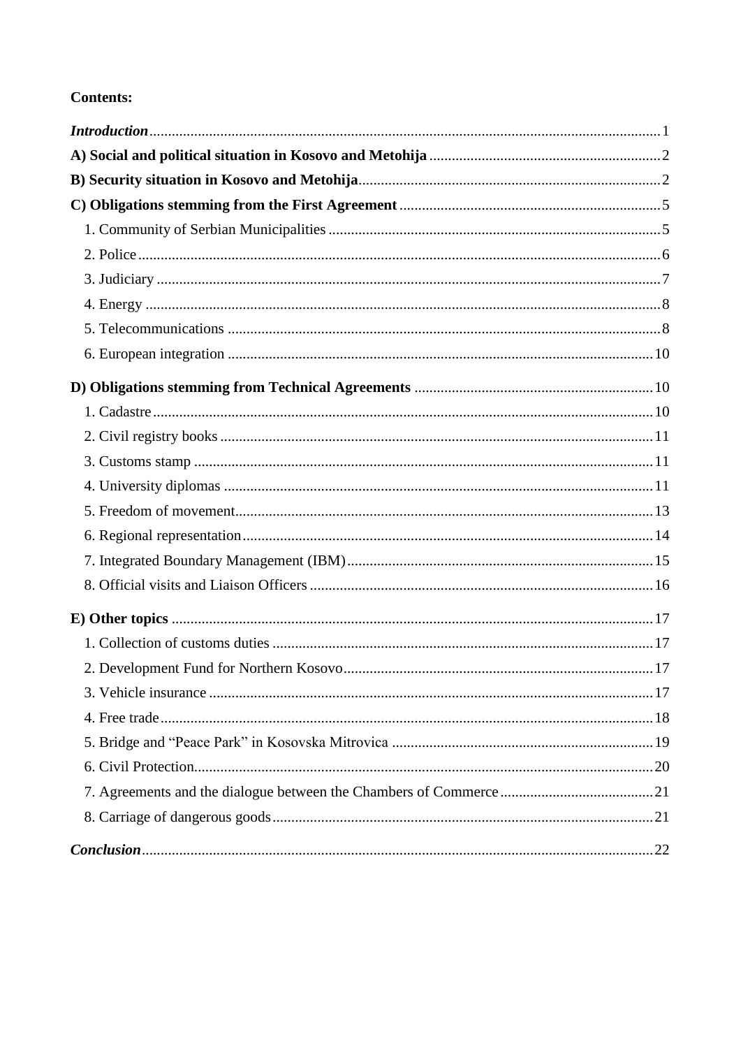**Contents:**

*Introduction* ........................................................................................................................ 1

**A) Social and political situation in Kosovo and Metohija** ............................................................ 2

**B) Security situation in Kosovo and Metohija** ................................................................................ 2

**C) Obligations stemming from the First Agreement** ........................................................................ 5

1. Community of Serbian Municipalities ........................................................................................ 5
2. Police .......................................................................................................................................... 6
3. Judiciary ..................................................................................................................................... 7
4. Energy ........................................................................................................................................ 8
5. Telecommunications .................................................................................................................. 8
6. European integration ................................................................................................................ 10

**D) Obligations stemming from Technical Agreements** ................................................................. 10

1. Cadastre .................................................................................................................................... 10
2. Civil registry books ................................................................................................................... 11
3. Customs stamp .......................................................................................................................... 11
4. University diplomas .................................................................................................................. 11
5. Freedom of movement .............................................................................................................. 13
6. Regional representation ............................................................................................................ 14
7. Integrated Boundary Management (IBM) ................................................................................. 15
8. Official visits and Liaison Officers ........................................................................................... 16

**E) Other topics** ............................................................................................................................... 17

1. Collection of customs duties ..................................................................................................... 17
2. Development Fund for Northern Kosovo .................................................................................. 17
3. Vehicle insurance ...................................................................................................................... 17
4. Free trade .................................................................................................................................. 18
5. Bridge and “Peace Park” in Kosovska Mitrovica ..................................................................... 19
6. Civil Protection .......................................................................................................................... 20
7. Agreements and the dialogue between the Chambers of Commerce ......................................... 21
8. Carriage of dangerous goods ..................................................................................................... 21

***Conclusion*** ........................................................................................................................... 22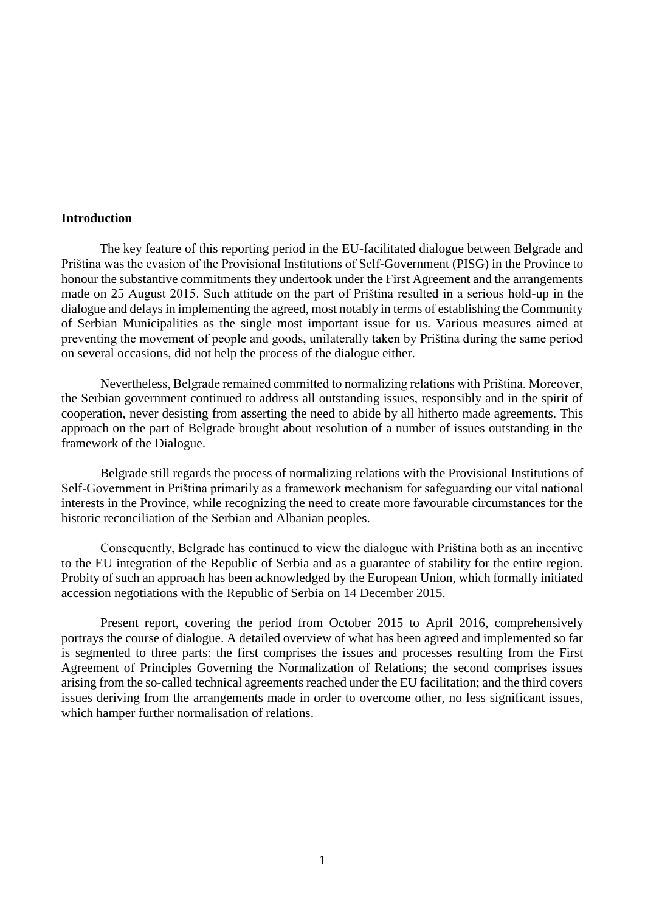**Introduction**

The key feature of this reporting period in the EU-facilitated dialogue between Belgrade and Priština was the evasion of the Provisional Institutions of Self-Government (PISG) in the Province to honour the substantive commitments they undertook under the First Agreement and the arrangements made on 25 August 2015. Such attitude on the part of Priština resulted in a serious hold-up in the dialogue and delays in implementing the agreed, most notably in terms of establishing the Community of Serbian Municipalities as the single most important issue for us. Various measures aimed at preventing the movement of people and goods, unilaterally taken by Priština during the same period on several occasions, did not help the process of the dialogue either.

Nevertheless, Belgrade remained committed to normalizing relations with Priština. Moreover, the Serbian government continued to address all outstanding issues, responsibly and in the spirit of cooperation, never desisting from asserting the need to abide by all hitherto made agreements. This approach on the part of Belgrade brought about resolution of a number of issues outstanding in the framework of the Dialogue.

Belgrade still regards the process of normalizing relations with the Provisional Institutions of Self-Government in Priština primarily as a framework mechanism for safeguarding our vital national interests in the Province, while recognizing the need to create more favourable circumstances for the historic reconciliation of the Serbian and Albanian peoples.

Consequently, Belgrade has continued to view the dialogue with Priština both as an incentive to the EU integration of the Republic of Serbia and as a guarantee of stability for the entire region. Probity of such an approach has been acknowledged by the European Union, which formally initiated accession negotiations with the Republic of Serbia on 14 December 2015.

Present report, covering the period from October 2015 to April 2016, comprehensively portrays the course of dialogue. A detailed overview of what has been agreed and implemented so far is segmented to three parts: the first comprises the issues and processes resulting from the First Agreement of Principles Governing the Normalization of Relations; the second comprises issues arising from the so-called technical agreements reached under the EU facilitation; and the third covers issues deriving from the arrangements made in order to overcome other, no less significant issues, which hamper further normalisation of relations.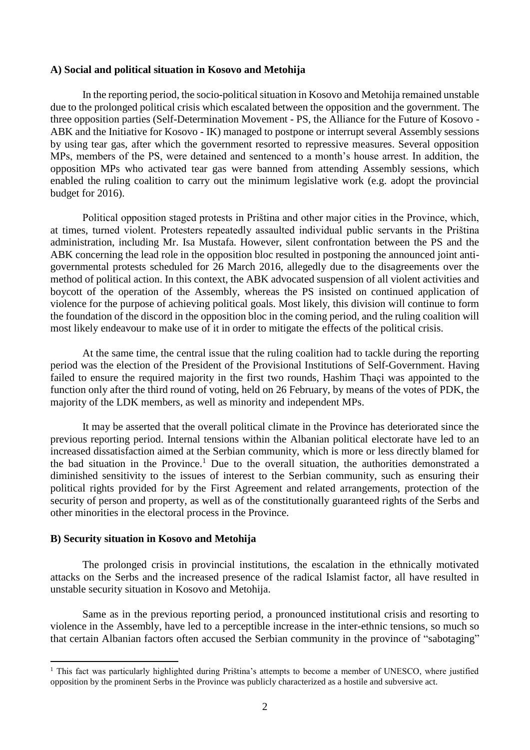### A) Social and political situation in Kosovo and Metohija

In the reporting period, the socio-political situation in Kosovo and Metohija remained unstable due to the prolonged political crisis which escalated between the opposition and the government. The three opposition parties (Self-Determination Movement - PS, the Alliance for the Future of Kosovo - ABK and the Initiative for Kosovo - IK) managed to postpone or interrupt several Assembly sessions by using tear gas, after which the government resorted to repressive measures. Several opposition MPs, members of the PS, were detained and sentenced to a month's house arrest. In addition, the opposition MPs who activated tear gas were banned from attending Assembly sessions, which enabled the ruling coalition to carry out the minimum legislative work (e.g. adopt the provincial budget for 2016).

Political opposition staged protests in Priština and other major cities in the Province, which, at times, turned violent. Protesters repeatedly assaulted individual public servants in the Priština administration, including Mr. Isa Mustafa. However, silent confrontation between the PS and the ABK concerning the lead role in the opposition bloc resulted in postponing the announced joint anti-governmental protests scheduled for 26 March 2016, allegedly due to the disagreements over the method of political action. In this context, the ABK advocated suspension of all violent activities and boycott of the operation of the Assembly, whereas the PS insisted on continued application of violence for the purpose of achieving political goals. Most likely, this division will continue to form the foundation of the discord in the opposition bloc in the coming period, and the ruling coalition will most likely endeavour to make use of it in order to mitigate the effects of the political crisis.

At the same time, the central issue that the ruling coalition had to tackle during the reporting period was the election of the President of the Provisional Institutions of Self-Government. Having failed to ensure the required majority in the first two rounds, Hashim Thaçi was appointed to the function only after the third round of voting, held on 26 February, by means of the votes of PDK, the majority of the LDK members, as well as minority and independent MPs.

It may be asserted that the overall political climate in the Province has deteriorated since the previous reporting period. Internal tensions within the Albanian political electorate have led to an increased dissatisfaction aimed at the Serbian community, which is more or less directly blamed for the bad situation in the Province.[1] Due to the overall situation, the authorities demonstrated a diminished sensitivity to the issues of interest to the Serbian community, such as ensuring their political rights provided for by the First Agreement and related arrangements, protection of the security of person and property, as well as of the constitutionally guaranteed rights of the Serbs and other minorities in the electoral process in the Province.

### B) Security situation in Kosovo and Metohija

The prolonged crisis in provincial institutions, the escalation in the ethnically motivated attacks on the Serbs and the increased presence of the radical Islamist factor, all have resulted in unstable security situation in Kosovo and Metohija.

Same as in the previous reporting period, a pronounced institutional crisis and resorting to violence in the Assembly, have led to a perceptible increase in the inter-ethnic tensions, so much so that certain Albanian factors often accused the Serbian community in the province of "sabotaging"

---

[1] This fact was particularly highlighted during Priština's attempts to become a member of UNESCO, where justified opposition by the prominent Serbs in the Province was publicly characterized as a hostile and subversive act.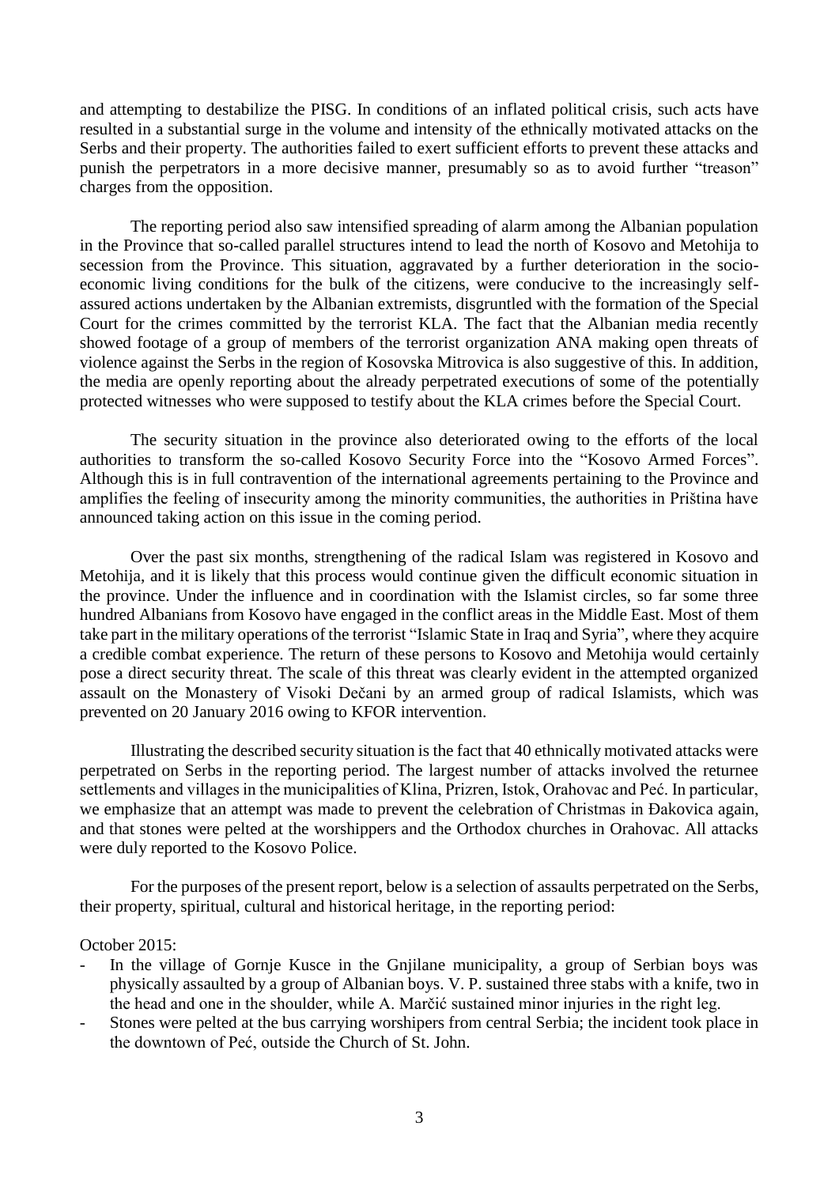and attempting to destabilize the PISG. In conditions of an inflated political crisis, such acts have resulted in a substantial surge in the volume and intensity of the ethnically motivated attacks on the Serbs and their property. The authorities failed to exert sufficient efforts to prevent these attacks and punish the perpetrators in a more decisive manner, presumably so as to avoid further "treason" charges from the opposition.

The reporting period also saw intensified spreading of alarm among the Albanian population in the Province that so-called parallel structures intend to lead the north of Kosovo and Metohija to secession from the Province. This situation, aggravated by a further deterioration in the socio-economic living conditions for the bulk of the citizens, were conducive to the increasingly self-assured actions undertaken by the Albanian extremists, disgruntled with the formation of the Special Court for the crimes committed by the terrorist KLA. The fact that the Albanian media recently showed footage of a group of members of the terrorist organization ANA making open threats of violence against the Serbs in the region of Kosovska Mitrovica is also suggestive of this. In addition, the media are openly reporting about the already perpetrated executions of some of the potentially protected witnesses who were supposed to testify about the KLA crimes before the Special Court.

The security situation in the province also deteriorated owing to the efforts of the local authorities to transform the so-called Kosovo Security Force into the "Kosovo Armed Forces". Although this is in full contravention of the international agreements pertaining to the Province and amplifies the feeling of insecurity among the minority communities, the authorities in Priština have announced taking action on this issue in the coming period.

Over the past six months, strengthening of the radical Islam was registered in Kosovo and Metohija, and it is likely that this process would continue given the difficult economic situation in the province. Under the influence and in coordination with the Islamist circles, so far some three hundred Albanians from Kosovo have engaged in the conflict areas in the Middle East. Most of them take part in the military operations of the terrorist "Islamic State in Iraq and Syria", where they acquire a credible combat experience. The return of these persons to Kosovo and Metohija would certainly pose a direct security threat. The scale of this threat was clearly evident in the attempted organized assault on the Monastery of Visoki Dečani by an armed group of radical Islamists, which was prevented on 20 January 2016 owing to KFOR intervention.

Illustrating the described security situation is the fact that 40 ethnically motivated attacks were perpetrated on Serbs in the reporting period. The largest number of attacks involved the returnee settlements and villages in the municipalities of Klina, Prizren, Istok, Orahovac and Peć. In particular, we emphasize that an attempt was made to prevent the celebration of Christmas in Đakovica again, and that stones were pelted at the worshippers and the Orthodox churches in Orahovac. All attacks were duly reported to the Kosovo Police.

For the purposes of the present report, below is a selection of assaults perpetrated on the Serbs, their property, spiritual, cultural and historical heritage, in the reporting period:

October 2015:

- In the village of Gornje Kusce in the Gnjilane municipality, a group of Serbian boys was physically assaulted by a group of Albanian boys. V. P. sustained three stabs with a knife, two in the head and one in the shoulder, while A. Marčić sustained minor injuries in the right leg.
- Stones were pelted at the bus carrying worshipers from central Serbia; the incident took place in the downtown of Peć, outside the Church of St. John.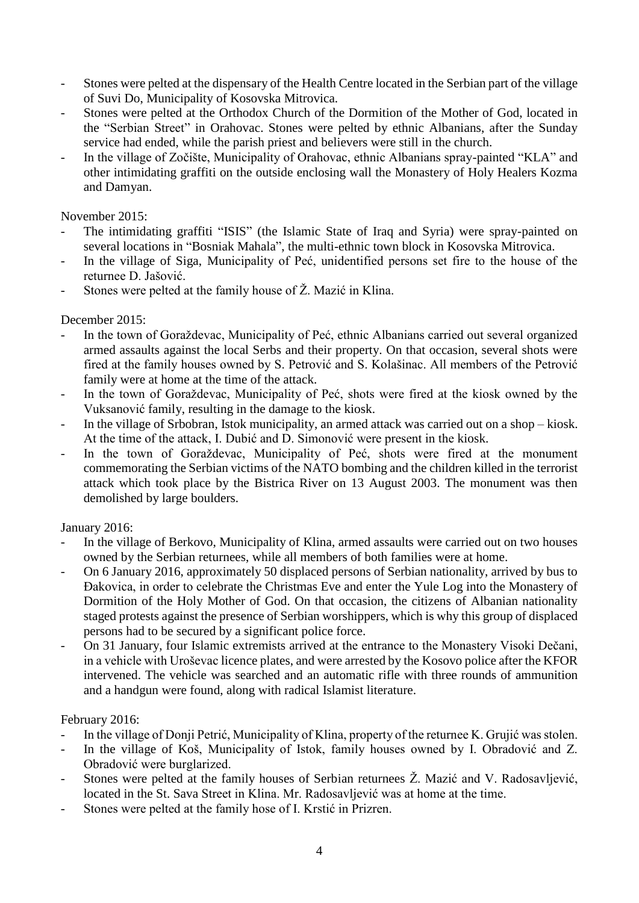- Stones were pelted at the dispensary of the Health Centre located in the Serbian part of the village of Suvi Do, Municipality of Kosovska Mitrovica.
- Stones were pelted at the Orthodox Church of the Dormition of the Mother of God, located in the "Serbian Street" in Orahovac. Stones were pelted by ethnic Albanians, after the Sunday service had ended, while the parish priest and believers were still in the church.
- In the village of Zočište, Municipality of Orahovac, ethnic Albanians spray-painted "KLA" and other intimidating graffiti on the outside enclosing wall the Monastery of Holy Healers Kozma and Damyan.

November 2015:

- The intimidating graffiti "ISIS" (the Islamic State of Iraq and Syria) were spray-painted on several locations in "Bosniak Mahala", the multi-ethnic town block in Kosovska Mitrovica.
- In the village of Siga, Municipality of Peć, unidentified persons set fire to the house of the returnee D. Jašović.
- Stones were pelted at the family house of Ž. Mazić in Klina.

December 2015:

- In the town of Goraždevac, Municipality of Peć, ethnic Albanians carried out several organized armed assaults against the local Serbs and their property. On that occasion, several shots were fired at the family houses owned by S. Petrović and S. Kolašinac. All members of the Petrović family were at home at the time of the attack.
- In the town of Goraždevac, Municipality of Peć, shots were fired at the kiosk owned by the Vuksanović family, resulting in the damage to the kiosk.
- In the village of Srbobran, Istok municipality, an armed attack was carried out on a shop – kiosk. At the time of the attack, I. Dubić and D. Simonović were present in the kiosk.
- In the town of Goraždevac, Municipality of Peć, shots were fired at the monument commemorating the Serbian victims of the NATO bombing and the children killed in the terrorist attack which took place by the Bistrica River on 13 August 2003. The monument was then demolished by large boulders.

January 2016:

- In the village of Berkovo, Municipality of Klina, armed assaults were carried out on two houses owned by the Serbian returnees, while all members of both families were at home.
- On 6 January 2016, approximately 50 displaced persons of Serbian nationality, arrived by bus to Đakovica, in order to celebrate the Christmas Eve and enter the Yule Log into the Monastery of Dormition of the Holy Mother of God. On that occasion, the citizens of Albanian nationality staged protests against the presence of Serbian worshippers, which is why this group of displaced persons had to be secured by a significant police force.
- On 31 January, four Islamic extremists arrived at the entrance to the Monastery Visoki Dečani, in a vehicle with Uroševac licence plates, and were arrested by the Kosovo police after the KFOR intervened. The vehicle was searched and an automatic rifle with three rounds of ammunition and a handgun were found, along with radical Islamist literature.

February 2016:

- In the village of Donji Petrić, Municipality of Klina, property of the returnee K. Grujić was stolen.
- In the village of Koš, Municipality of Istok, family houses owned by I. Obradović and Z. Obradović were burglarized.
- Stones were pelted at the family houses of Serbian returnees Ž. Mazić and V. Radosavljević, located in the St. Sava Street in Klina. Mr. Radosavljević was at home at the time.
- Stones were pelted at the family hose of I. Krstić in Prizren.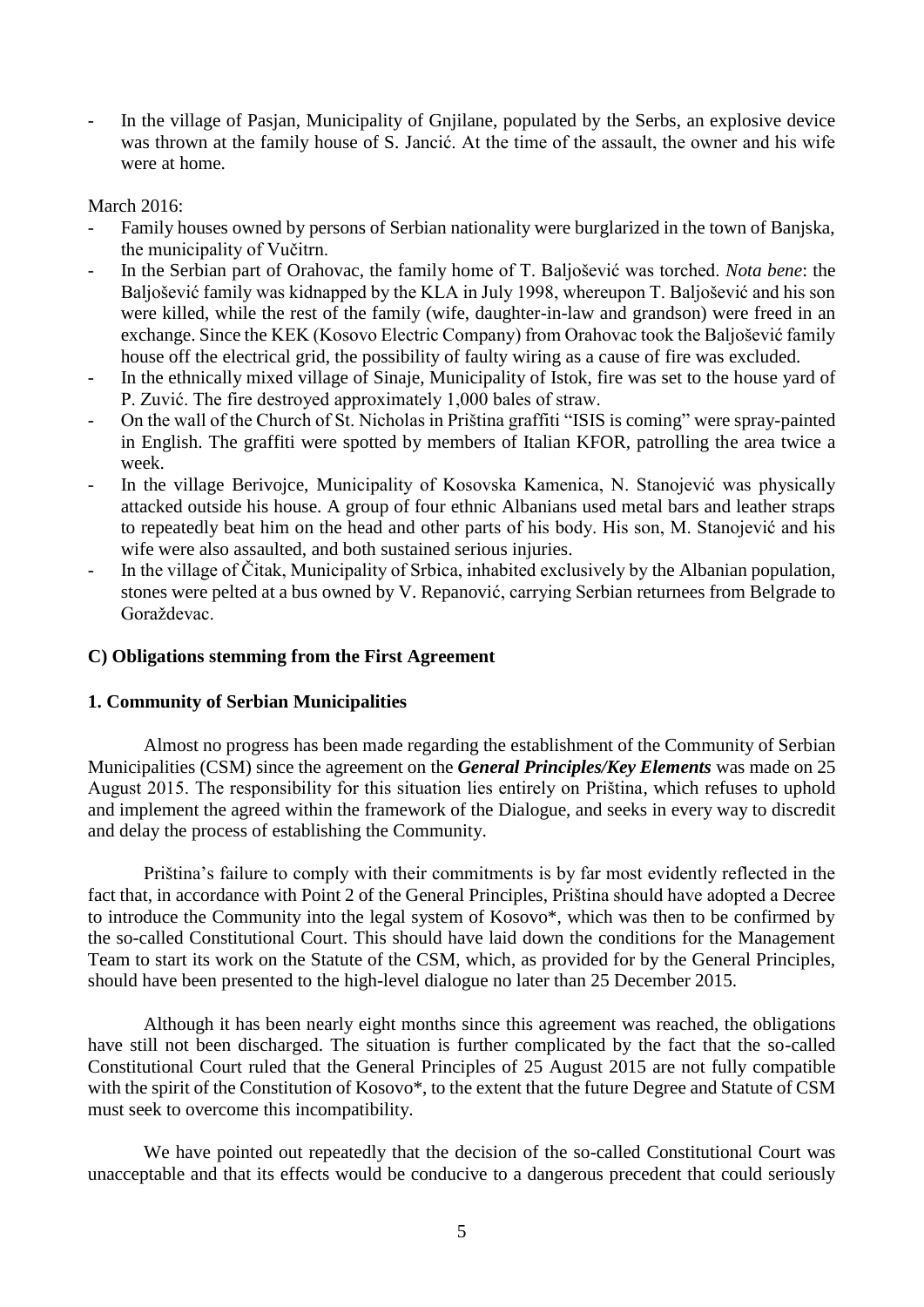- In the village of Pasjan, Municipality of Gnjilane, populated by the Serbs, an explosive device was thrown at the family house of S. Jancić. At the time of the assault, the owner and his wife were at home.

March 2016:

- Family houses owned by persons of Serbian nationality were burglarized in the town of Banjska, the municipality of Vučitrn.
- In the Serbian part of Orahovac, the family home of T. Baljošević was torched. *Nota bene*: the Baljošević family was kidnapped by the KLA in July 1998, whereupon T. Baljošević and his son were killed, while the rest of the family (wife, daughter-in-law and grandson) were freed in an exchange. Since the KEK (Kosovo Electric Company) from Orahovac took the Baljošević family house off the electrical grid, the possibility of faulty wiring as a cause of fire was excluded.
- In the ethnically mixed village of Sinaje, Municipality of Istok, fire was set to the house yard of P. Zuvić. The fire destroyed approximately 1,000 bales of straw.
- On the wall of the Church of St. Nicholas in Priština graffiti "ISIS is coming" were spray-painted in English. The graffiti were spotted by members of Italian KFOR, patrolling the area twice a week.
- In the village Berivojce, Municipality of Kosovska Kamenica, N. Stanojević was physically attacked outside his house. A group of four ethnic Albanians used metal bars and leather straps to repeatedly beat him on the head and other parts of his body. His son, M. Stanojević and his wife were also assaulted, and both sustained serious injuries.
- In the village of Čitak, Municipality of Srbica, inhabited exclusively by the Albanian population, stones were pelted at a bus owned by V. Repanović, carrying Serbian returnees from Belgrade to Goraždevac.

### C) Obligations stemming from the First Agreement

#### 1. Community of Serbian Municipalities

Almost no progress has been made regarding the establishment of the Community of Serbian Municipalities (CSM) since the agreement on the ***General Principles/Key Elements*** was made on 25 August 2015. The responsibility for this situation lies entirely on Priština, which refuses to uphold and implement the agreed within the framework of the Dialogue, and seeks in every way to discredit and delay the process of establishing the Community.

Priština's failure to comply with their commitments is by far most evidently reflected in the fact that, in accordance with Point 2 of the General Principles, Priština should have adopted a Decree to introduce the Community into the legal system of Kosovo*, which was then to be confirmed by the so-called Constitutional Court. This should have laid down the conditions for the Management Team to start its work on the Statute of the CSM, which, as provided for by the General Principles, should have been presented to the high-level dialogue no later than 25 December 2015.

Although it has been nearly eight months since this agreement was reached, the obligations have still not been discharged. The situation is further complicated by the fact that the so-called Constitutional Court ruled that the General Principles of 25 August 2015 are not fully compatible with the spirit of the Constitution of Kosovo*, to the extent that the future Degree and Statute of CSM must seek to overcome this incompatibility.

We have pointed out repeatedly that the decision of the so-called Constitutional Court was unacceptable and that its effects would be conducive to a dangerous precedent that could seriously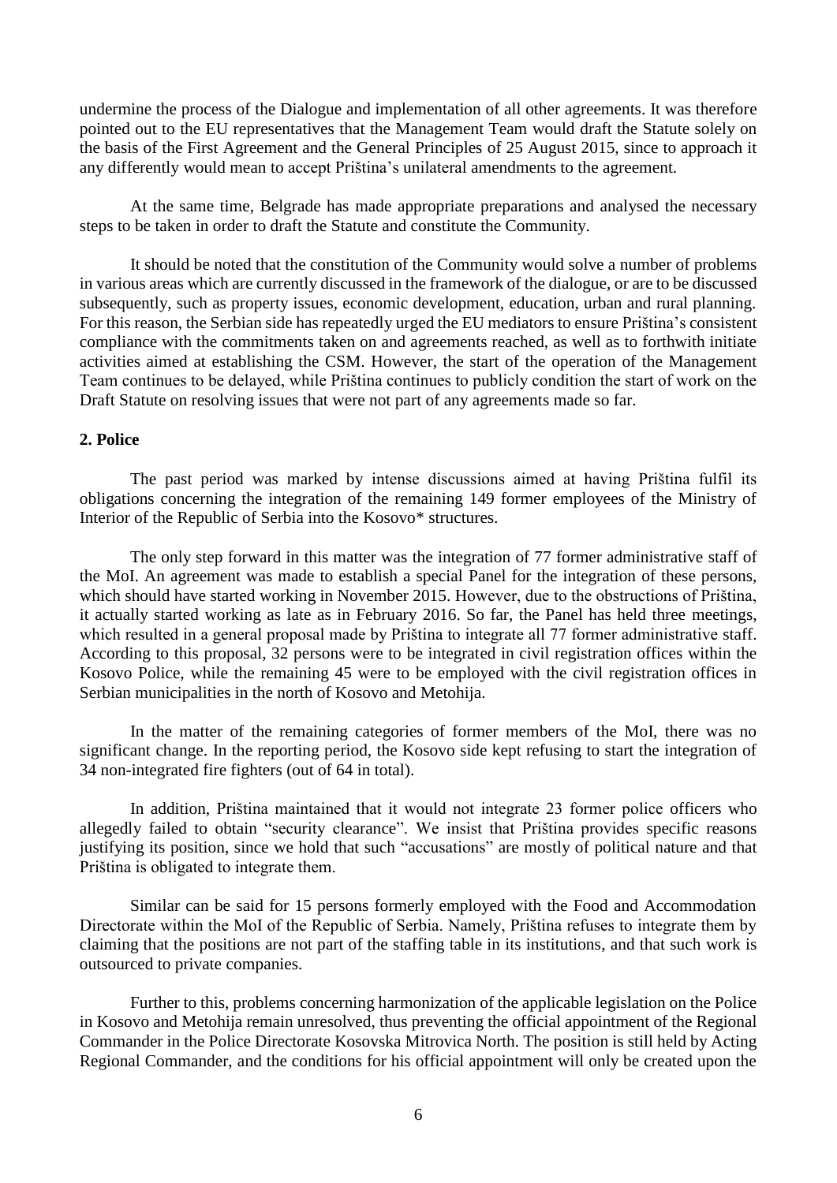undermine the process of the Dialogue and implementation of all other agreements. It was therefore pointed out to the EU representatives that the Management Team would draft the Statute solely on the basis of the First Agreement and the General Principles of 25 August 2015, since to approach it any differently would mean to accept Priština's unilateral amendments to the agreement.

At the same time, Belgrade has made appropriate preparations and analysed the necessary steps to be taken in order to draft the Statute and constitute the Community.

It should be noted that the constitution of the Community would solve a number of problems in various areas which are currently discussed in the framework of the dialogue, or are to be discussed subsequently, such as property issues, economic development, education, urban and rural planning. For this reason, the Serbian side has repeatedly urged the EU mediators to ensure Priština's consistent compliance with the commitments taken on and agreements reached, as well as to forthwith initiate activities aimed at establishing the CSM. However, the start of the operation of the Management Team continues to be delayed, while Priština continues to publicly condition the start of work on the Draft Statute on resolving issues that were not part of any agreements made so far.

**2. Police**

The past period was marked by intense discussions aimed at having Priština fulfil its obligations concerning the integration of the remaining 149 former employees of the Ministry of Interior of the Republic of Serbia into the Kosovo* structures.

The only step forward in this matter was the integration of 77 former administrative staff of the MoI. An agreement was made to establish a special Panel for the integration of these persons, which should have started working in November 2015. However, due to the obstructions of Priština, it actually started working as late as in February 2016. So far, the Panel has held three meetings, which resulted in a general proposal made by Priština to integrate all 77 former administrative staff. According to this proposal, 32 persons were to be integrated in civil registration offices within the Kosovo Police, while the remaining 45 were to be employed with the civil registration offices in Serbian municipalities in the north of Kosovo and Metohija.

In the matter of the remaining categories of former members of the MoI, there was no significant change. In the reporting period, the Kosovo side kept refusing to start the integration of 34 non-integrated fire fighters (out of 64 in total).

In addition, Priština maintained that it would not integrate 23 former police officers who allegedly failed to obtain "security clearance". We insist that Priština provides specific reasons justifying its position, since we hold that such "accusations" are mostly of political nature and that Priština is obligated to integrate them.

Similar can be said for 15 persons formerly employed with the Food and Accommodation Directorate within the MoI of the Republic of Serbia. Namely, Priština refuses to integrate them by claiming that the positions are not part of the staffing table in its institutions, and that such work is outsourced to private companies.

Further to this, problems concerning harmonization of the applicable legislation on the Police in Kosovo and Metohija remain unresolved, thus preventing the official appointment of the Regional Commander in the Police Directorate Kosovska Mitrovica North. The position is still held by Acting Regional Commander, and the conditions for his official appointment will only be created upon the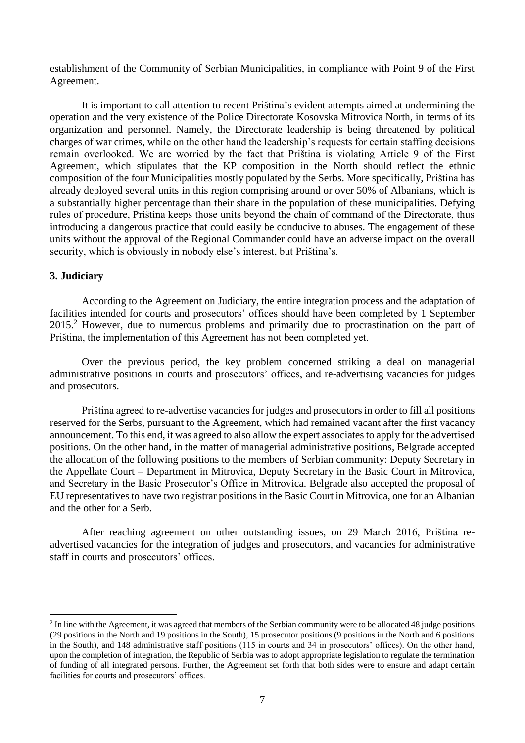establishment of the Community of Serbian Municipalities, in compliance with Point 9 of the First Agreement.

It is important to call attention to recent Priština's evident attempts aimed at undermining the operation and the very existence of the Police Directorate Kosovska Mitrovica North, in terms of its organization and personnel. Namely, the Directorate leadership is being threatened by political charges of war crimes, while on the other hand the leadership's requests for certain staffing decisions remain overlooked. We are worried by the fact that Priština is violating Article 9 of the First Agreement, which stipulates that the KP composition in the North should reflect the ethnic composition of the four Municipalities mostly populated by the Serbs. More specifically, Priština has already deployed several units in this region comprising around or over 50% of Albanians, which is a substantially higher percentage than their share in the population of these municipalities. Defying rules of procedure, Priština keeps those units beyond the chain of command of the Directorate, thus introducing a dangerous practice that could easily be conducive to abuses. The engagement of these units without the approval of the Regional Commander could have an adverse impact on the overall security, which is obviously in nobody else's interest, but Priština's.

### 3. Judiciary

According to the Agreement on Judiciary, the entire integration process and the adaptation of facilities intended for courts and prosecutors' offices should have been completed by 1 September 2015.[2] However, due to numerous problems and primarily due to procrastination on the part of Priština, the implementation of this Agreement has not been completed yet.

Over the previous period, the key problem concerned striking a deal on managerial administrative positions in courts and prosecutors' offices, and re-advertising vacancies for judges and prosecutors.

Priština agreed to re-advertise vacancies for judges and prosecutors in order to fill all positions reserved for the Serbs, pursuant to the Agreement, which had remained vacant after the first vacancy announcement. To this end, it was agreed to also allow the expert associates to apply for the advertised positions. On the other hand, in the matter of managerial administrative positions, Belgrade accepted the allocation of the following positions to the members of Serbian community: Deputy Secretary in the Appellate Court – Department in Mitrovica, Deputy Secretary in the Basic Court in Mitrovica, and Secretary in the Basic Prosecutor's Office in Mitrovica. Belgrade also accepted the proposal of EU representatives to have two registrar positions in the Basic Court in Mitrovica, one for an Albanian and the other for a Serb.

After reaching agreement on other outstanding issues, on 29 March 2016, Priština re-advertised vacancies for the integration of judges and prosecutors, and vacancies for administrative staff in courts and prosecutors' offices.

---

[2] In line with the Agreement, it was agreed that members of the Serbian community were to be allocated 48 judge positions (29 positions in the North and 19 positions in the South), 15 prosecutor positions (9 positions in the North and 6 positions in the South), and 148 administrative staff positions (115 in courts and 34 in prosecutors' offices). On the other hand, upon the completion of integration, the Republic of Serbia was to adopt appropriate legislation to regulate the termination of funding of all integrated persons. Further, the Agreement set forth that both sides were to ensure and adapt certain facilities for courts and prosecutors' offices.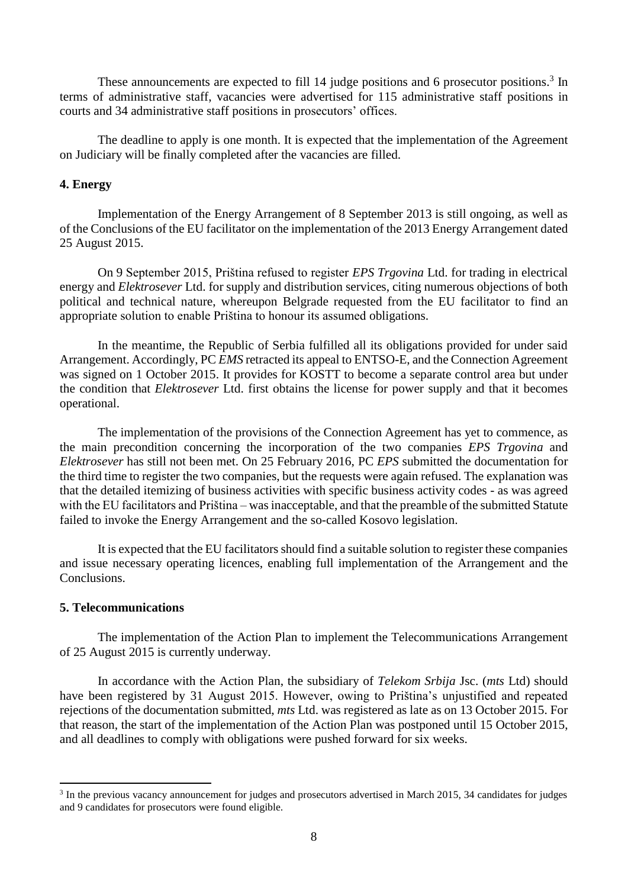These announcements are expected to fill 14 judge positions and 6 prosecutor positions.[3] In terms of administrative staff, vacancies were advertised for 115 administrative staff positions in courts and 34 administrative staff positions in prosecutors' offices.

The deadline to apply is one month. It is expected that the implementation of the Agreement on Judiciary will be finally completed after the vacancies are filled.

### 4. Energy

Implementation of the Energy Arrangement of 8 September 2013 is still ongoing, as well as of the Conclusions of the EU facilitator on the implementation of the 2013 Energy Arrangement dated 25 August 2015.

On 9 September 2015, Priština refused to register *EPS Trgovina* Ltd. for trading in electrical energy and *Elektrosever* Ltd. for supply and distribution services, citing numerous objections of both political and technical nature, whereupon Belgrade requested from the EU facilitator to find an appropriate solution to enable Priština to honour its assumed obligations.

In the meantime, the Republic of Serbia fulfilled all its obligations provided for under said Arrangement. Accordingly, PC *EMS* retracted its appeal to ENTSO-E, and the Connection Agreement was signed on 1 October 2015. It provides for KOSTT to become a separate control area but under the condition that *Elektrosever* Ltd. first obtains the license for power supply and that it becomes operational.

The implementation of the provisions of the Connection Agreement has yet to commence, as the main precondition concerning the incorporation of the two companies *EPS Trgovina* and *Elektrosever* has still not been met. On 25 February 2016, PC *EPS* submitted the documentation for the third time to register the two companies, but the requests were again refused. The explanation was that the detailed itemizing of business activities with specific business activity codes - as was agreed with the EU facilitators and Priština – was inacceptable, and that the preamble of the submitted Statute failed to invoke the Energy Arrangement and the so-called Kosovo legislation.

It is expected that the EU facilitators should find a suitable solution to register these companies and issue necessary operating licences, enabling full implementation of the Arrangement and the Conclusions.

### 5. Telecommunications

The implementation of the Action Plan to implement the Telecommunications Arrangement of 25 August 2015 is currently underway.

In accordance with the Action Plan, the subsidiary of *Telekom Srbija* Jsc. (*mts* Ltd) should have been registered by 31 August 2015. However, owing to Priština's unjustified and repeated rejections of the documentation submitted, *mts* Ltd. was registered as late as on 13 October 2015. For that reason, the start of the implementation of the Action Plan was postponed until 15 October 2015, and all deadlines to comply with obligations were pushed forward for six weeks.

---

[3] In the previous vacancy announcement for judges and prosecutors advertised in March 2015, 34 candidates for judges and 9 candidates for prosecutors were found eligible.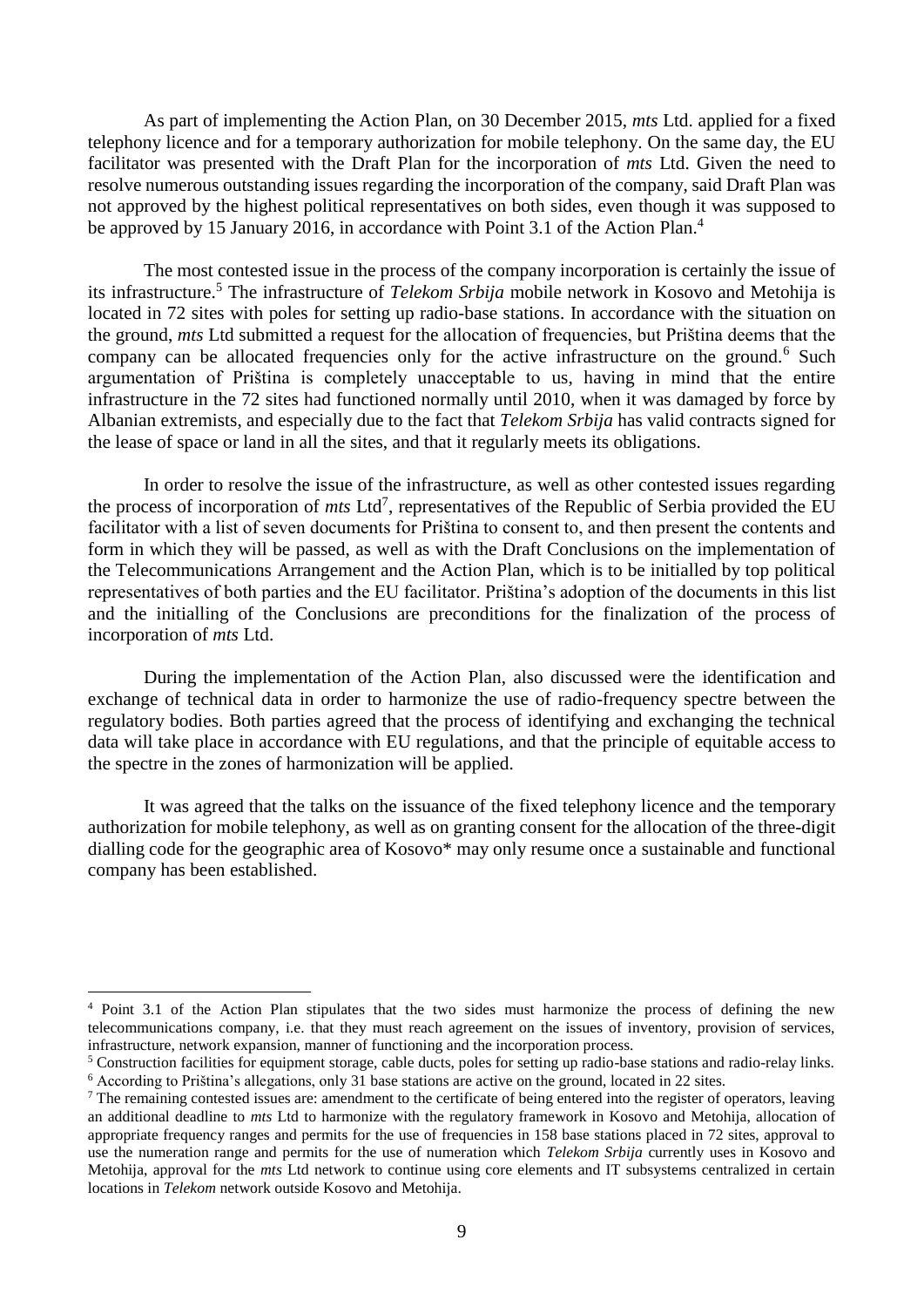As part of implementing the Action Plan, on 30 December 2015, *mts* Ltd. applied for a fixed telephony licence and for a temporary authorization for mobile telephony. On the same day, the EU facilitator was presented with the Draft Plan for the incorporation of *mts* Ltd. Given the need to resolve numerous outstanding issues regarding the incorporation of the company, said Draft Plan was not approved by the highest political representatives on both sides, even though it was supposed to be approved by 15 January 2016, in accordance with Point 3.1 of the Action Plan.[4]

The most contested issue in the process of the company incorporation is certainly the issue of its infrastructure.[5] The infrastructure of *Telekom Srbija* mobile network in Kosovo and Metohija is located in 72 sites with poles for setting up radio-base stations. In accordance with the situation on the ground, *mts* Ltd submitted a request for the allocation of frequencies, but Priština deems that the company can be allocated frequencies only for the active infrastructure on the ground.[6] Such argumentation of Priština is completely unacceptable to us, having in mind that the entire infrastructure in the 72 sites had functioned normally until 2010, when it was damaged by force by Albanian extremists, and especially due to the fact that *Telekom Srbija* has valid contracts signed for the lease of space or land in all the sites, and that it regularly meets its obligations.

In order to resolve the issue of the infrastructure, as well as other contested issues regarding the process of incorporation of *mts* Ltd[7], representatives of the Republic of Serbia provided the EU facilitator with a list of seven documents for Priština to consent to, and then present the contents and form in which they will be passed, as well as with the Draft Conclusions on the implementation of the Telecommunications Arrangement and the Action Plan, which is to be initialled by top political representatives of both parties and the EU facilitator. Priština's adoption of the documents in this list and the initialling of the Conclusions are preconditions for the finalization of the process of incorporation of *mts* Ltd.

During the implementation of the Action Plan, also discussed were the identification and exchange of technical data in order to harmonize the use of radio-frequency spectre between the regulatory bodies. Both parties agreed that the process of identifying and exchanging the technical data will take place in accordance with EU regulations, and that the principle of equitable access to the spectre in the zones of harmonization will be applied.

It was agreed that the talks on the issuance of the fixed telephony licence and the temporary authorization for mobile telephony, as well as on granting consent for the allocation of the three-digit dialling code for the geographic area of Kosovo* may only resume once a sustainable and functional company has been established.

---

[4] Point 3.1 of the Action Plan stipulates that the two sides must harmonize the process of defining the new telecommunications company, i.e. that they must reach agreement on the issues of inventory, provision of services, infrastructure, network expansion, manner of functioning and the incorporation process.

[5] Construction facilities for equipment storage, cable ducts, poles for setting up radio-base stations and radio-relay links.

[6] According to Priština's allegations, only 31 base stations are active on the ground, located in 22 sites.

[7] The remaining contested issues are: amendment to the certificate of being entered into the register of operators, leaving an additional deadline to *mts* Ltd to harmonize with the regulatory framework in Kosovo and Metohija, allocation of appropriate frequency ranges and permits for the use of frequencies in 158 base stations placed in 72 sites, approval to use the numeration range and permits for the use of numeration which *Telekom Srbija* currently uses in Kosovo and Metohija, approval for the *mts* Ltd network to continue using core elements and IT subsystems centralized in certain locations in *Telekom* network outside Kosovo and Metohija.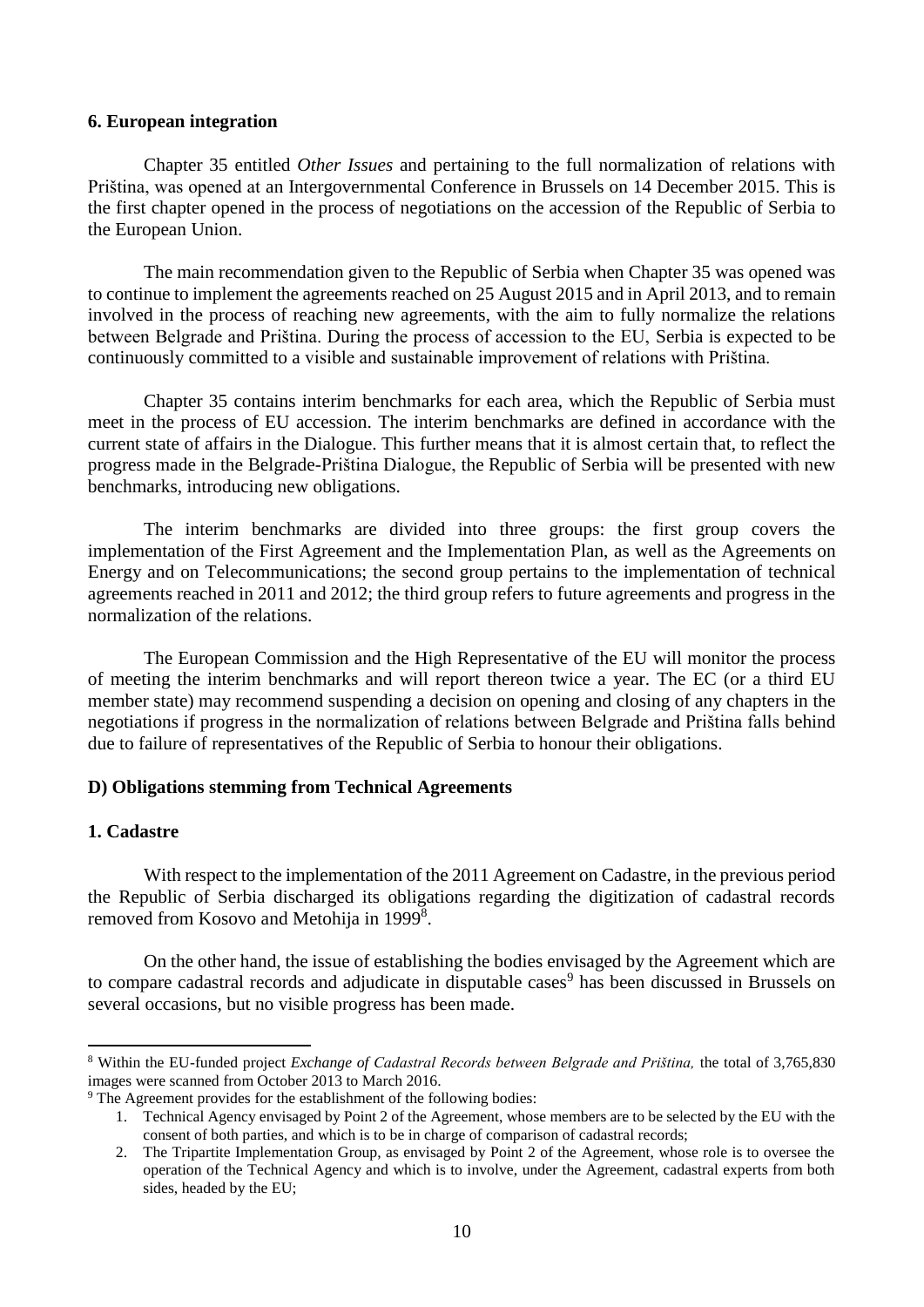**6. European integration**

Chapter 35 entitled *Other Issues* and pertaining to the full normalization of relations with Priština, was opened at an Intergovernmental Conference in Brussels on 14 December 2015. This is the first chapter opened in the process of negotiations on the accession of the Republic of Serbia to the European Union.

The main recommendation given to the Republic of Serbia when Chapter 35 was opened was to continue to implement the agreements reached on 25 August 2015 and in April 2013, and to remain involved in the process of reaching new agreements, with the aim to fully normalize the relations between Belgrade and Priština. During the process of accession to the EU, Serbia is expected to be continuously committed to a visible and sustainable improvement of relations with Priština.

Chapter 35 contains interim benchmarks for each area, which the Republic of Serbia must meet in the process of EU accession. The interim benchmarks are defined in accordance with the current state of affairs in the Dialogue. This further means that it is almost certain that, to reflect the progress made in the Belgrade-Priština Dialogue, the Republic of Serbia will be presented with new benchmarks, introducing new obligations.

The interim benchmarks are divided into three groups: the first group covers the implementation of the First Agreement and the Implementation Plan, as well as the Agreements on Energy and on Telecommunications; the second group pertains to the implementation of technical agreements reached in 2011 and 2012; the third group refers to future agreements and progress in the normalization of the relations.

The European Commission and the High Representative of the EU will monitor the process of meeting the interim benchmarks and will report thereon twice a year. The EC (or a third EU member state) may recommend suspending a decision on opening and closing of any chapters in the negotiations if progress in the normalization of relations between Belgrade and Priština falls behind due to failure of representatives of the Republic of Serbia to honour their obligations.

**D) Obligations stemming from Technical Agreements**

**1. Cadastre**

With respect to the implementation of the 2011 Agreement on Cadastre, in the previous period the Republic of Serbia discharged its obligations regarding the digitization of cadastral records removed from Kosovo and Metohija in 1999[8].

On the other hand, the issue of establishing the bodies envisaged by the Agreement which are to compare cadastral records and adjudicate in disputable cases[9] has been discussed in Brussels on several occasions, but no visible progress has been made.

---

[8] Within the EU-funded project *Exchange of Cadastral Records between Belgrade and Priština,* the total of 3,765,830 images were scanned from October 2013 to March 2016.

[9] The Agreement provides for the establishment of the following bodies:

1. Technical Agency envisaged by Point 2 of the Agreement, whose members are to be selected by the EU with the consent of both parties, and which is to be in charge of comparison of cadastral records;
2. The Tripartite Implementation Group, as envisaged by Point 2 of the Agreement, whose role is to oversee the operation of the Technical Agency and which is to involve, under the Agreement, cadastral experts from both sides, headed by the EU;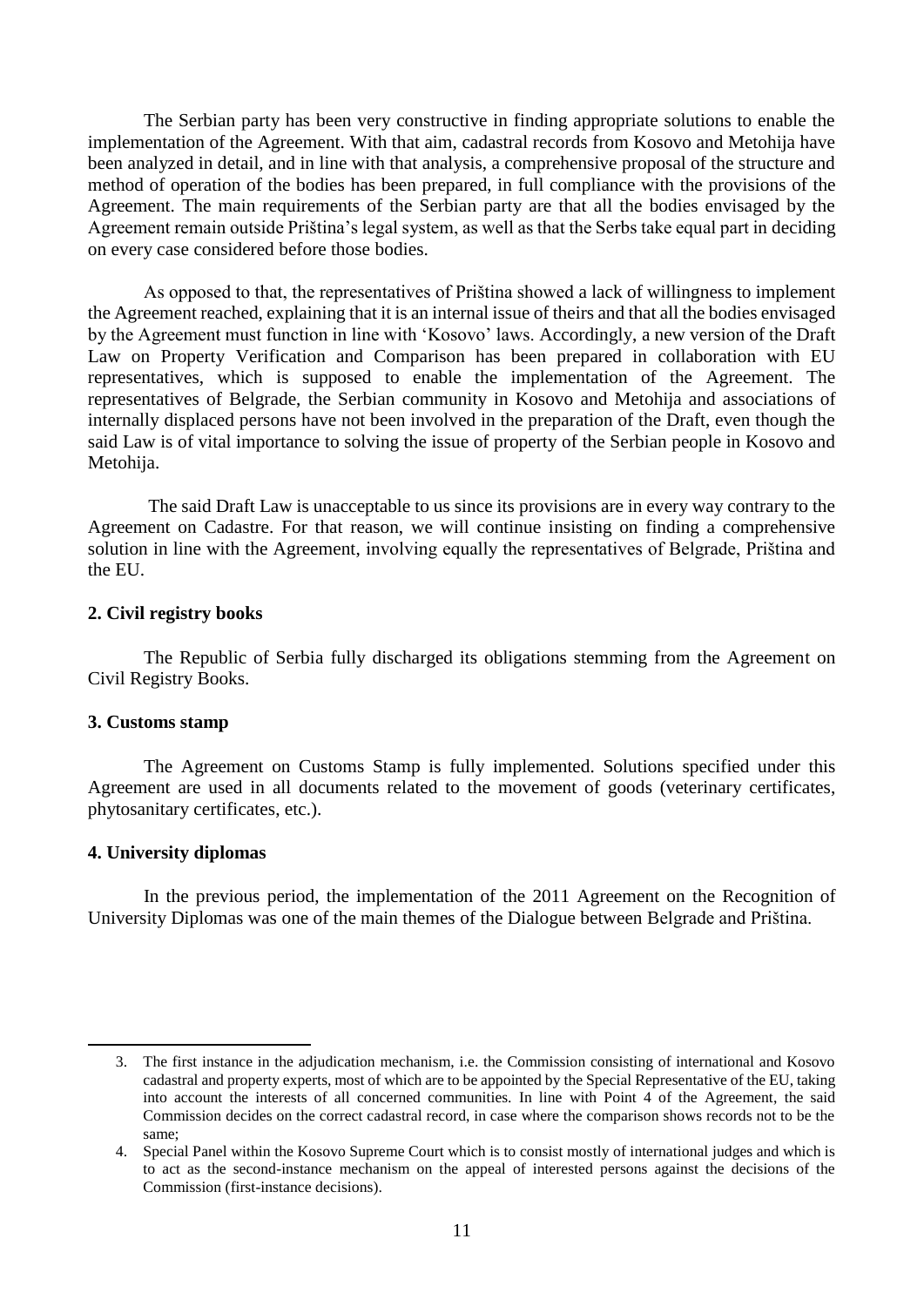The Serbian party has been very constructive in finding appropriate solutions to enable the implementation of the Agreement. With that aim, cadastral records from Kosovo and Metohija have been analyzed in detail, and in line with that analysis, a comprehensive proposal of the structure and method of operation of the bodies has been prepared, in full compliance with the provisions of the Agreement. The main requirements of the Serbian party are that all the bodies envisaged by the Agreement remain outside Priština's legal system, as well as that the Serbs take equal part in deciding on every case considered before those bodies.

As opposed to that, the representatives of Priština showed a lack of willingness to implement the Agreement reached, explaining that it is an internal issue of theirs and that all the bodies envisaged by the Agreement must function in line with 'Kosovo' laws. Accordingly, a new version of the Draft Law on Property Verification and Comparison has been prepared in collaboration with EU representatives, which is supposed to enable the implementation of the Agreement. The representatives of Belgrade, the Serbian community in Kosovo and Metohija and associations of internally displaced persons have not been involved in the preparation of the Draft, even though the said Law is of vital importance to solving the issue of property of the Serbian people in Kosovo and Metohija.

The said Draft Law is unacceptable to us since its provisions are in every way contrary to the Agreement on Cadastre. For that reason, we will continue insisting on finding a comprehensive solution in line with the Agreement, involving equally the representatives of Belgrade, Priština and the EU.

**2. Civil registry books**

The Republic of Serbia fully discharged its obligations stemming from the Agreement on Civil Registry Books.

**3. Customs stamp**

The Agreement on Customs Stamp is fully implemented. Solutions specified under this Agreement are used in all documents related to the movement of goods (veterinary certificates, phytosanitary certificates, etc.).

**4. University diplomas**

In the previous period, the implementation of the 2011 Agreement on the Recognition of University Diplomas was one of the main themes of the Dialogue between Belgrade and Priština.

---

3. The first instance in the adjudication mechanism, i.e. the Commission consisting of international and Kosovo cadastral and property experts, most of which are to be appointed by the Special Representative of the EU, taking into account the interests of all concerned communities. In line with Point 4 of the Agreement, the said Commission decides on the correct cadastral record, in case where the comparison shows records not to be the same;
4. Special Panel within the Kosovo Supreme Court which is to consist mostly of international judges and which is to act as the second-instance mechanism on the appeal of interested persons against the decisions of the Commission (first-instance decisions).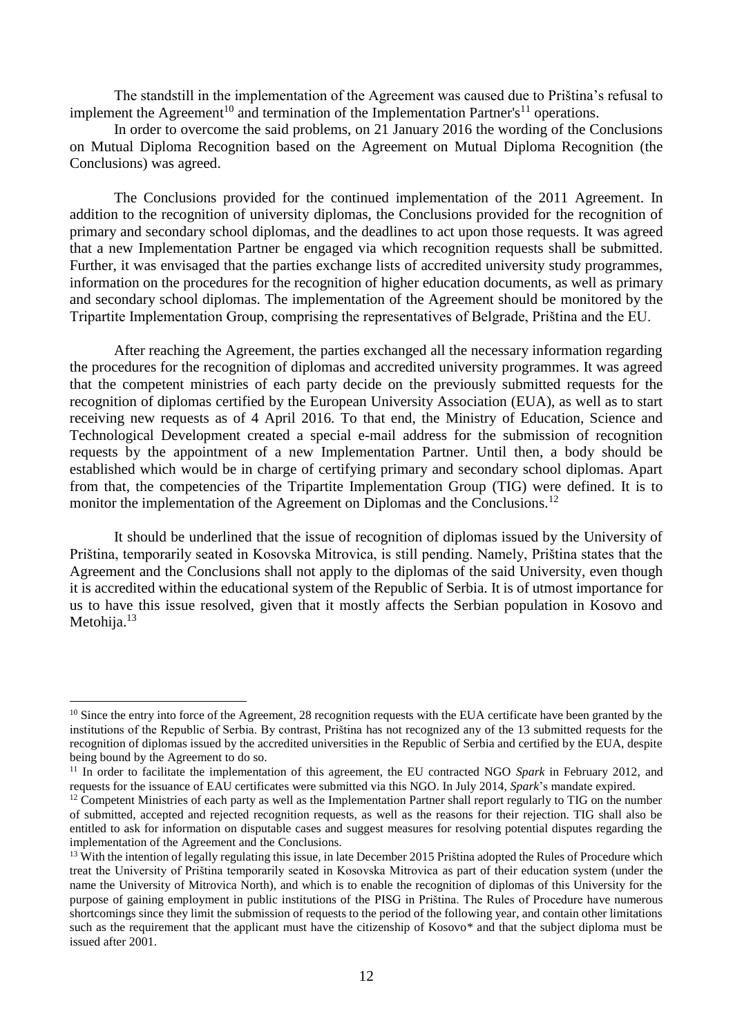The standstill in the implementation of the Agreement was caused due to Priština's refusal to implement the Agreement[10] and termination of the Implementation Partner's[11] operations.

In order to overcome the said problems, on 21 January 2016 the wording of the Conclusions on Mutual Diploma Recognition based on the Agreement on Mutual Diploma Recognition (the Conclusions) was agreed.

The Conclusions provided for the continued implementation of the 2011 Agreement. In addition to the recognition of university diplomas, the Conclusions provided for the recognition of primary and secondary school diplomas, and the deadlines to act upon those requests. It was agreed that a new Implementation Partner be engaged via which recognition requests shall be submitted. Further, it was envisaged that the parties exchange lists of accredited university study programmes, information on the procedures for the recognition of higher education documents, as well as primary and secondary school diplomas. The implementation of the Agreement should be monitored by the Tripartite Implementation Group, comprising the representatives of Belgrade, Priština and the EU.

After reaching the Agreement, the parties exchanged all the necessary information regarding the procedures for the recognition of diplomas and accredited university programmes. It was agreed that the competent ministries of each party decide on the previously submitted requests for the recognition of diplomas certified by the European University Association (EUA), as well as to start receiving new requests as of 4 April 2016. To that end, the Ministry of Education, Science and Technological Development created a special e-mail address for the submission of recognition requests by the appointment of a new Implementation Partner. Until then, a body should be established which would be in charge of certifying primary and secondary school diplomas. Apart from that, the competencies of the Tripartite Implementation Group (TIG) were defined. It is to monitor the implementation of the Agreement on Diplomas and the Conclusions.[12]

It should be underlined that the issue of recognition of diplomas issued by the University of Priština, temporarily seated in Kosovska Mitrovica, is still pending. Namely, Priština states that the Agreement and the Conclusions shall not apply to the diplomas of the said University, even though it is accredited within the educational system of the Republic of Serbia. It is of utmost importance for us to have this issue resolved, given that it mostly affects the Serbian population in Kosovo and Metohija.[13]

---

[10] Since the entry into force of the Agreement, 28 recognition requests with the EUA certificate have been granted by the institutions of the Republic of Serbia. By contrast, Priština has not recognized any of the 13 submitted requests for the recognition of diplomas issued by the accredited universities in the Republic of Serbia and certified by the EUA, despite being bound by the Agreement to do so.

[11] In order to facilitate the implementation of this agreement, the EU contracted NGO *Spark* in February 2012, and requests for the issuance of EAU certificates were submitted via this NGO. In July 2014, *Spark*'s mandate expired.

[12] Competent Ministries of each party as well as the Implementation Partner shall report regularly to TIG on the number of submitted, accepted and rejected recognition requests, as well as the reasons for their rejection. TIG shall also be entitled to ask for information on disputable cases and suggest measures for resolving potential disputes regarding the implementation of the Agreement and the Conclusions.

[13] With the intention of legally regulating this issue, in late December 2015 Priština adopted the Rules of Procedure which treat the University of Priština temporarily seated in Kosovska Mitrovica as part of their education system (under the name the University of Mitrovica North), and which is to enable the recognition of diplomas of this University for the purpose of gaining employment in public institutions of the PISG in Priština. The Rules of Procedure have numerous shortcomings since they limit the submission of requests to the period of the following year, and contain other limitations such as the requirement that the applicant must have the citizenship of Kosovo* and that the subject diploma must be issued after 2001.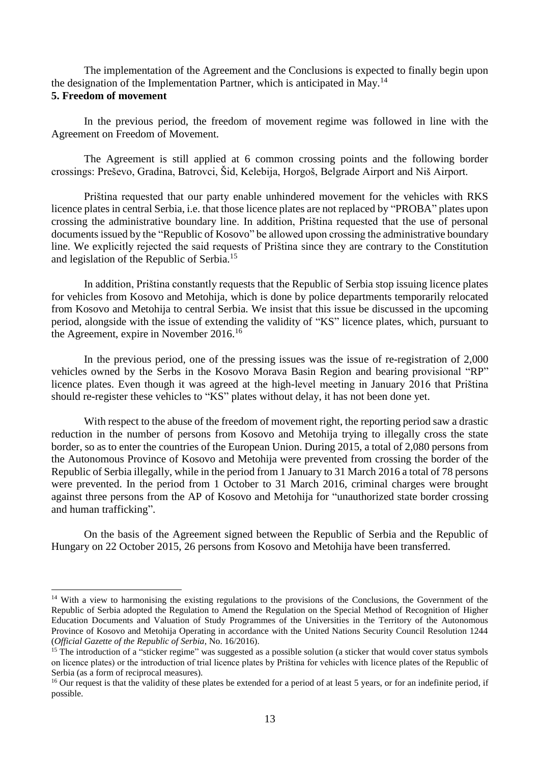The implementation of the Agreement and the Conclusions is expected to finally begin upon the designation of the Implementation Partner, which is anticipated in May.[14]

**5. Freedom of movement**

In the previous period, the freedom of movement regime was followed in line with the Agreement on Freedom of Movement.

The Agreement is still applied at 6 common crossing points and the following border crossings: Preševo, Gradina, Batrovci, Šid, Kelebija, Horgoš, Belgrade Airport and Niš Airport.

Priština requested that our party enable unhindered movement for the vehicles with RKS licence plates in central Serbia, i.e. that those licence plates are not replaced by "PROBA" plates upon crossing the administrative boundary line. In addition, Priština requested that the use of personal documents issued by the "Republic of Kosovo" be allowed upon crossing the administrative boundary line. We explicitly rejected the said requests of Priština since they are contrary to the Constitution and legislation of the Republic of Serbia.[15]

In addition, Priština constantly requests that the Republic of Serbia stop issuing licence plates for vehicles from Kosovo and Metohija, which is done by police departments temporarily relocated from Kosovo and Metohija to central Serbia. We insist that this issue be discussed in the upcoming period, alongside with the issue of extending the validity of "KS" licence plates, which, pursuant to the Agreement, expire in November 2016.[16]

In the previous period, one of the pressing issues was the issue of re-registration of 2,000 vehicles owned by the Serbs in the Kosovo Morava Basin Region and bearing provisional "RP" licence plates. Even though it was agreed at the high-level meeting in January 2016 that Priština should re-register these vehicles to "KS" plates without delay, it has not been done yet.

With respect to the abuse of the freedom of movement right, the reporting period saw a drastic reduction in the number of persons from Kosovo and Metohija trying to illegally cross the state border, so as to enter the countries of the European Union. During 2015, a total of 2,080 persons from the Autonomous Province of Kosovo and Metohija were prevented from crossing the border of the Republic of Serbia illegally, while in the period from 1 January to 31 March 2016 a total of 78 persons were prevented. In the period from 1 October to 31 March 2016, criminal charges were brought against three persons from the AP of Kosovo and Metohija for "unauthorized state border crossing and human trafficking".

On the basis of the Agreement signed between the Republic of Serbia and the Republic of Hungary on 22 October 2015, 26 persons from Kosovo and Metohija have been transferred.

---

[14] With a view to harmonising the existing regulations to the provisions of the Conclusions, the Government of the Republic of Serbia adopted the Regulation to Amend the Regulation on the Special Method of Recognition of Higher Education Documents and Valuation of Study Programmes of the Universities in the Territory of the Autonomous Province of Kosovo and Metohija Operating in accordance with the United Nations Security Council Resolution 1244 (*Official Gazette of the Republic of Serbia*, No. 16/2016).

[15] The introduction of a "sticker regime" was suggested as a possible solution (a sticker that would cover status symbols on licence plates) or the introduction of trial licence plates by Priština for vehicles with licence plates of the Republic of Serbia (as a form of reciprocal measures).

[16] Our request is that the validity of these plates be extended for a period of at least 5 years, or for an indefinite period, if possible.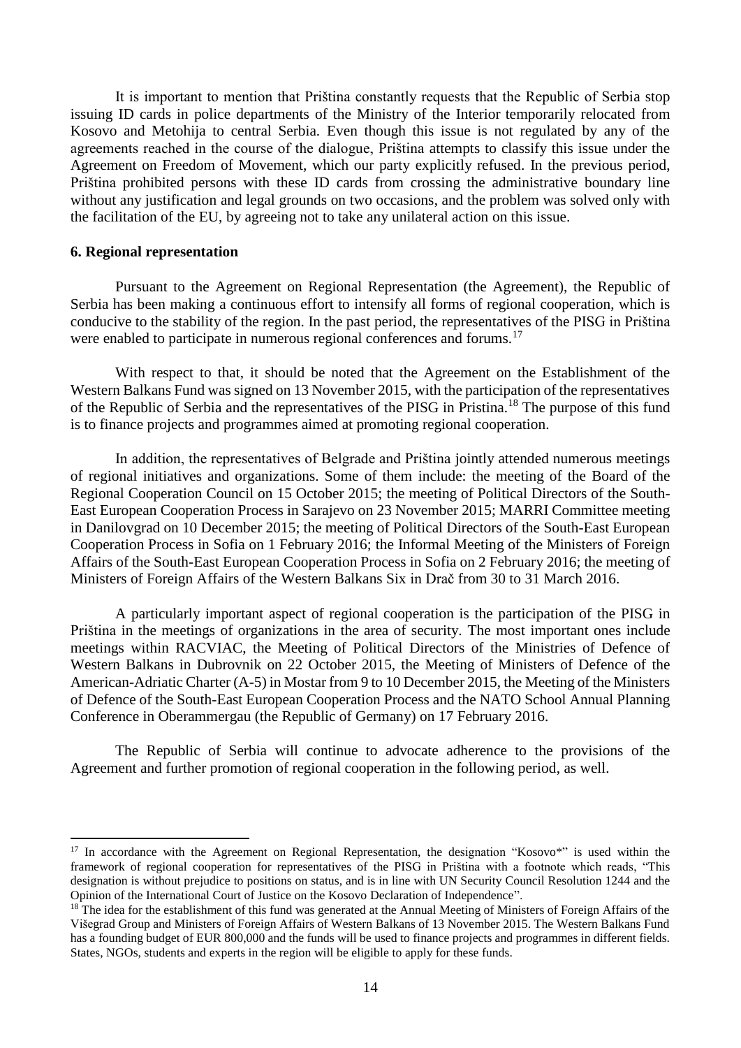It is important to mention that Priština constantly requests that the Republic of Serbia stop issuing ID cards in police departments of the Ministry of the Interior temporarily relocated from Kosovo and Metohija to central Serbia. Even though this issue is not regulated by any of the agreements reached in the course of the dialogue, Priština attempts to classify this issue under the Agreement on Freedom of Movement, which our party explicitly refused. In the previous period, Priština prohibited persons with these ID cards from crossing the administrative boundary line without any justification and legal grounds on two occasions, and the problem was solved only with the facilitation of the EU, by agreeing not to take any unilateral action on this issue.

**6. Regional representation**

Pursuant to the Agreement on Regional Representation (the Agreement), the Republic of Serbia has been making a continuous effort to intensify all forms of regional cooperation, which is conducive to the stability of the region. In the past period, the representatives of the PISG in Priština were enabled to participate in numerous regional conferences and forums.[17]

With respect to that, it should be noted that the Agreement on the Establishment of the Western Balkans Fund was signed on 13 November 2015, with the participation of the representatives of the Republic of Serbia and the representatives of the PISG in Pristina.[18] The purpose of this fund is to finance projects and programmes aimed at promoting regional cooperation.

In addition, the representatives of Belgrade and Priština jointly attended numerous meetings of regional initiatives and organizations. Some of them include: the meeting of the Board of the Regional Cooperation Council on 15 October 2015; the meeting of Political Directors of the South-East European Cooperation Process in Sarajevo on 23 November 2015; MARRI Committee meeting in Danilovgrad on 10 December 2015; the meeting of Political Directors of the South-East European Cooperation Process in Sofia on 1 February 2016; the Informal Meeting of the Ministers of Foreign Affairs of the South-East European Cooperation Process in Sofia on 2 February 2016; the meeting of Ministers of Foreign Affairs of the Western Balkans Six in Drač from 30 to 31 March 2016.

A particularly important aspect of regional cooperation is the participation of the PISG in Priština in the meetings of organizations in the area of security. The most important ones include meetings within RACVIAC, the Meeting of Political Directors of the Ministries of Defence of Western Balkans in Dubrovnik on 22 October 2015, the Meeting of Ministers of Defence of the American-Adriatic Charter (A-5) in Mostar from 9 to 10 December 2015, the Meeting of the Ministers of Defence of the South-East European Cooperation Process and the NATO School Annual Planning Conference in Oberammergau (the Republic of Germany) on 17 February 2016.

The Republic of Serbia will continue to advocate adherence to the provisions of the Agreement and further promotion of regional cooperation in the following period, as well.

---

[17] In accordance with the Agreement on Regional Representation, the designation "Kosovo*" is used within the framework of regional cooperation for representatives of the PISG in Priština with a footnote which reads, "This designation is without prejudice to positions on status, and is in line with UN Security Council Resolution 1244 and the Opinion of the International Court of Justice on the Kosovo Declaration of Independence".

[18] The idea for the establishment of this fund was generated at the Annual Meeting of Ministers of Foreign Affairs of the Višegrad Group and Ministers of Foreign Affairs of Western Balkans of 13 November 2015. The Western Balkans Fund has a founding budget of EUR 800,000 and the funds will be used to finance projects and programmes in different fields. States, NGOs, students and experts in the region will be eligible to apply for these funds.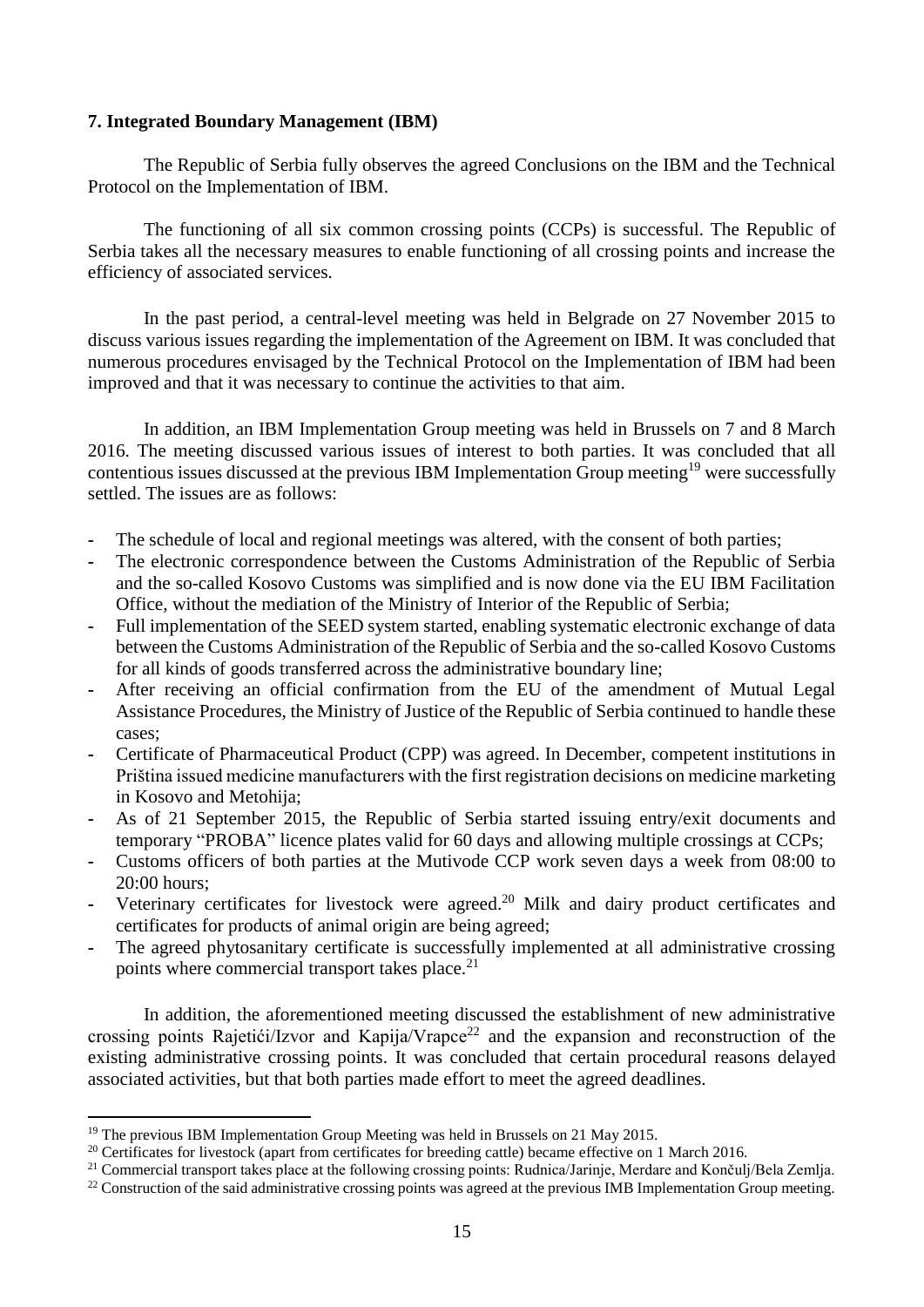### 7. Integrated Boundary Management (IBM)

The Republic of Serbia fully observes the agreed Conclusions on the IBM and the Technical Protocol on the Implementation of IBM.

The functioning of all six common crossing points (CCPs) is successful. The Republic of Serbia takes all the necessary measures to enable functioning of all crossing points and increase the efficiency of associated services.

In the past period, a central-level meeting was held in Belgrade on 27 November 2015 to discuss various issues regarding the implementation of the Agreement on IBM. It was concluded that numerous procedures envisaged by the Technical Protocol on the Implementation of IBM had been improved and that it was necessary to continue the activities to that aim.

In addition, an IBM Implementation Group meeting was held in Brussels on 7 and 8 March 2016. The meeting discussed various issues of interest to both parties. It was concluded that all contentious issues discussed at the previous IBM Implementation Group meeting[19] were successfully settled. The issues are as follows:

- The schedule of local and regional meetings was altered, with the consent of both parties;
- The electronic correspondence between the Customs Administration of the Republic of Serbia and the so-called Kosovo Customs was simplified and is now done via the EU IBM Facilitation Office, without the mediation of the Ministry of Interior of the Republic of Serbia;
- Full implementation of the SEED system started, enabling systematic electronic exchange of data between the Customs Administration of the Republic of Serbia and the so-called Kosovo Customs for all kinds of goods transferred across the administrative boundary line;
- After receiving an official confirmation from the EU of the amendment of Mutual Legal Assistance Procedures, the Ministry of Justice of the Republic of Serbia continued to handle these cases;
- Certificate of Pharmaceutical Product (CPP) was agreed. In December, competent institutions in Priština issued medicine manufacturers with the first registration decisions on medicine marketing in Kosovo and Metohija;
- As of 21 September 2015, the Republic of Serbia started issuing entry/exit documents and temporary "PROBA" licence plates valid for 60 days and allowing multiple crossings at CCPs;
- Customs officers of both parties at the Mutivode CCP work seven days a week from 08:00 to 20:00 hours;
- Veterinary certificates for livestock were agreed.[20] Milk and dairy product certificates and certificates for products of animal origin are being agreed;
- The agreed phytosanitary certificate is successfully implemented at all administrative crossing points where commercial transport takes place.[21]

In addition, the aforementioned meeting discussed the establishment of new administrative crossing points Rajetići/Izvor and Kapija/Vrapce[22] and the expansion and reconstruction of the existing administrative crossing points. It was concluded that certain procedural reasons delayed associated activities, but that both parties made effort to meet the agreed deadlines.

---

[19] The previous IBM Implementation Group Meeting was held in Brussels on 21 May 2015.

[20] Certificates for livestock (apart from certificates for breeding cattle) became effective on 1 March 2016.

[21] Commercial transport takes place at the following crossing points: Rudnica/Jarinje, Merdare and Končulj/Bela Zemlja.

[22] Construction of the said administrative crossing points was agreed at the previous IMB Implementation Group meeting.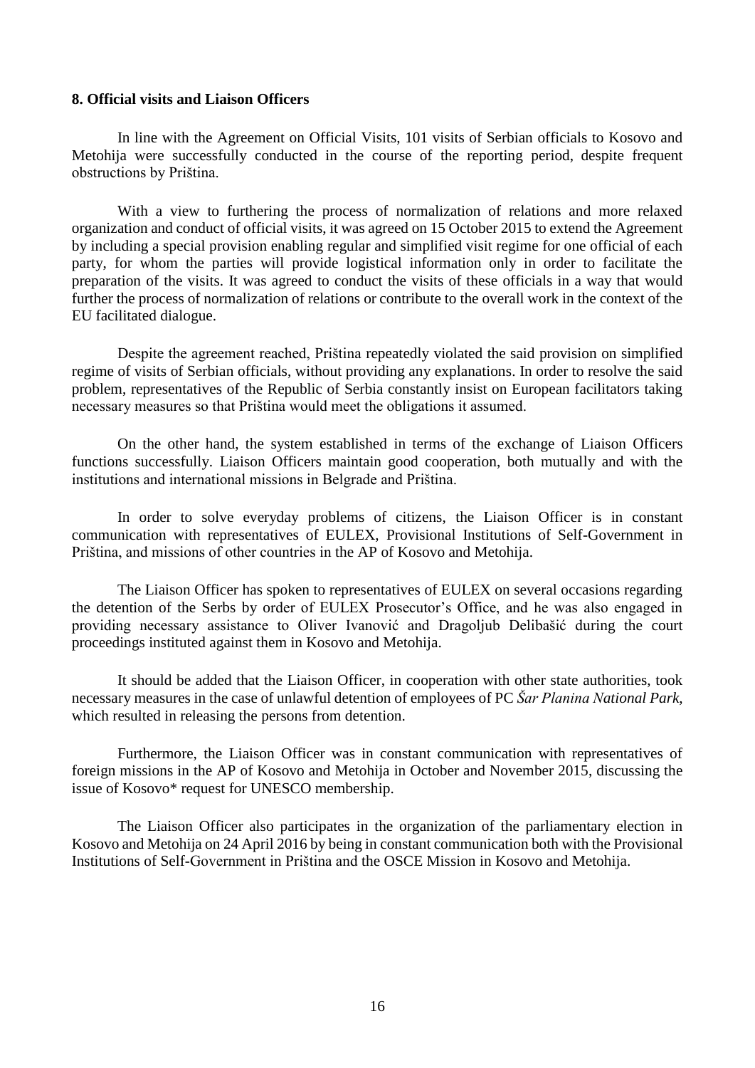**8. Official visits and Liaison Officers**

In line with the Agreement on Official Visits, 101 visits of Serbian officials to Kosovo and Metohija were successfully conducted in the course of the reporting period, despite frequent obstructions by Priština.

With a view to furthering the process of normalization of relations and more relaxed organization and conduct of official visits, it was agreed on 15 October 2015 to extend the Agreement by including a special provision enabling regular and simplified visit regime for one official of each party, for whom the parties will provide logistical information only in order to facilitate the preparation of the visits. It was agreed to conduct the visits of these officials in a way that would further the process of normalization of relations or contribute to the overall work in the context of the EU facilitated dialogue.

Despite the agreement reached, Priština repeatedly violated the said provision on simplified regime of visits of Serbian officials, without providing any explanations. In order to resolve the said problem, representatives of the Republic of Serbia constantly insist on European facilitators taking necessary measures so that Priština would meet the obligations it assumed.

On the other hand, the system established in terms of the exchange of Liaison Officers functions successfully. Liaison Officers maintain good cooperation, both mutually and with the institutions and international missions in Belgrade and Priština.

In order to solve everyday problems of citizens, the Liaison Officer is in constant communication with representatives of EULEX, Provisional Institutions of Self-Government in Priština, and missions of other countries in the AP of Kosovo and Metohija.

The Liaison Officer has spoken to representatives of EULEX on several occasions regarding the detention of the Serbs by order of EULEX Prosecutor's Office, and he was also engaged in providing necessary assistance to Oliver Ivanović and Dragoljub Delibašić during the court proceedings instituted against them in Kosovo and Metohija.

It should be added that the Liaison Officer, in cooperation with other state authorities, took necessary measures in the case of unlawful detention of employees of PC *Šar Planina National Park*, which resulted in releasing the persons from detention.

Furthermore, the Liaison Officer was in constant communication with representatives of foreign missions in the AP of Kosovo and Metohija in October and November 2015, discussing the issue of Kosovo* request for UNESCO membership.

The Liaison Officer also participates in the organization of the parliamentary election in Kosovo and Metohija on 24 April 2016 by being in constant communication both with the Provisional Institutions of Self-Government in Priština and the OSCE Mission in Kosovo and Metohija.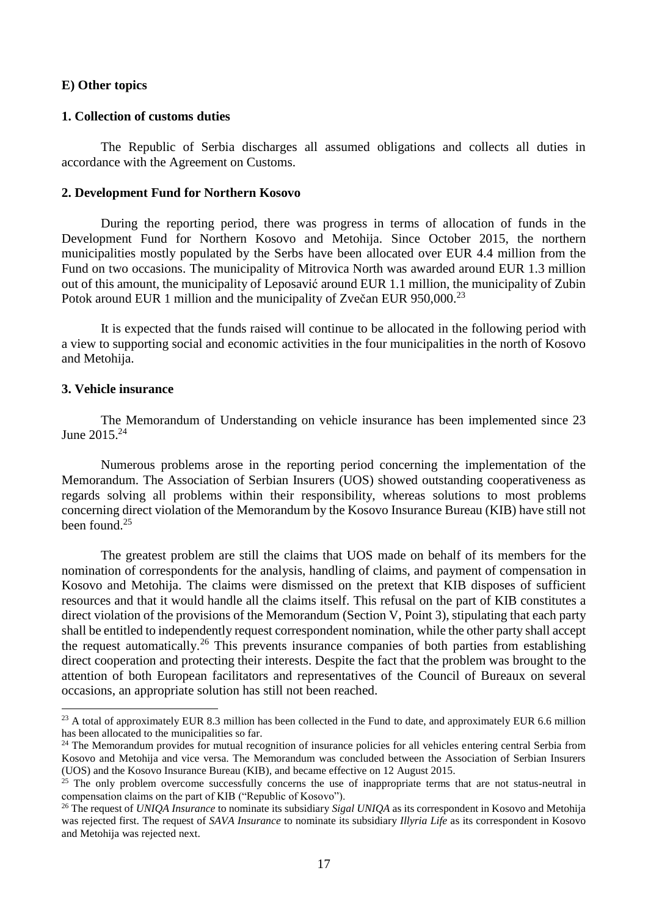## E) Other topics

### 1. Collection of customs duties

The Republic of Serbia discharges all assumed obligations and collects all duties in accordance with the Agreement on Customs.

### 2. Development Fund for Northern Kosovo

During the reporting period, there was progress in terms of allocation of funds in the Development Fund for Northern Kosovo and Metohija. Since October 2015, the northern municipalities mostly populated by the Serbs have been allocated over EUR 4.4 million from the Fund on two occasions. The municipality of Mitrovica North was awarded around EUR 1.3 million out of this amount, the municipality of Leposavić around EUR 1.1 million, the municipality of Zubin Potok around EUR 1 million and the municipality of Zvečan EUR 950,000.[23]

It is expected that the funds raised will continue to be allocated in the following period with a view to supporting social and economic activities in the four municipalities in the north of Kosovo and Metohija.

### 3. Vehicle insurance

The Memorandum of Understanding on vehicle insurance has been implemented since 23 June 2015.[24]

Numerous problems arose in the reporting period concerning the implementation of the Memorandum. The Association of Serbian Insurers (UOS) showed outstanding cooperativeness as regards solving all problems within their responsibility, whereas solutions to most problems concerning direct violation of the Memorandum by the Kosovo Insurance Bureau (KIB) have still not been found.[25]

The greatest problem are still the claims that UOS made on behalf of its members for the nomination of correspondents for the analysis, handling of claims, and payment of compensation in Kosovo and Metohija. The claims were dismissed on the pretext that KIB disposes of sufficient resources and that it would handle all the claims itself. This refusal on the part of KIB constitutes a direct violation of the provisions of the Memorandum (Section V, Point 3), stipulating that each party shall be entitled to independently request correspondent nomination, while the other party shall accept the request automatically.[26] This prevents insurance companies of both parties from establishing direct cooperation and protecting their interests. Despite the fact that the problem was brought to the attention of both European facilitators and representatives of the Council of Bureaux on several occasions, an appropriate solution has still not been reached.

---

[23] A total of approximately EUR 8.3 million has been collected in the Fund to date, and approximately EUR 6.6 million has been allocated to the municipalities so far.

[24] The Memorandum provides for mutual recognition of insurance policies for all vehicles entering central Serbia from Kosovo and Metohija and vice versa. The Memorandum was concluded between the Association of Serbian Insurers (UOS) and the Kosovo Insurance Bureau (KIB), and became effective on 12 August 2015.

[25] The only problem overcome successfully concerns the use of inappropriate terms that are not status-neutral in compensation claims on the part of KIB ("Republic of Kosovo").

[26] The request of *UNIQA Insurance* to nominate its subsidiary *Sigal UNIQA* as its correspondent in Kosovo and Metohija was rejected first. The request of *SAVA Insurance* to nominate its subsidiary *Illyria Life* as its correspondent in Kosovo and Metohija was rejected next.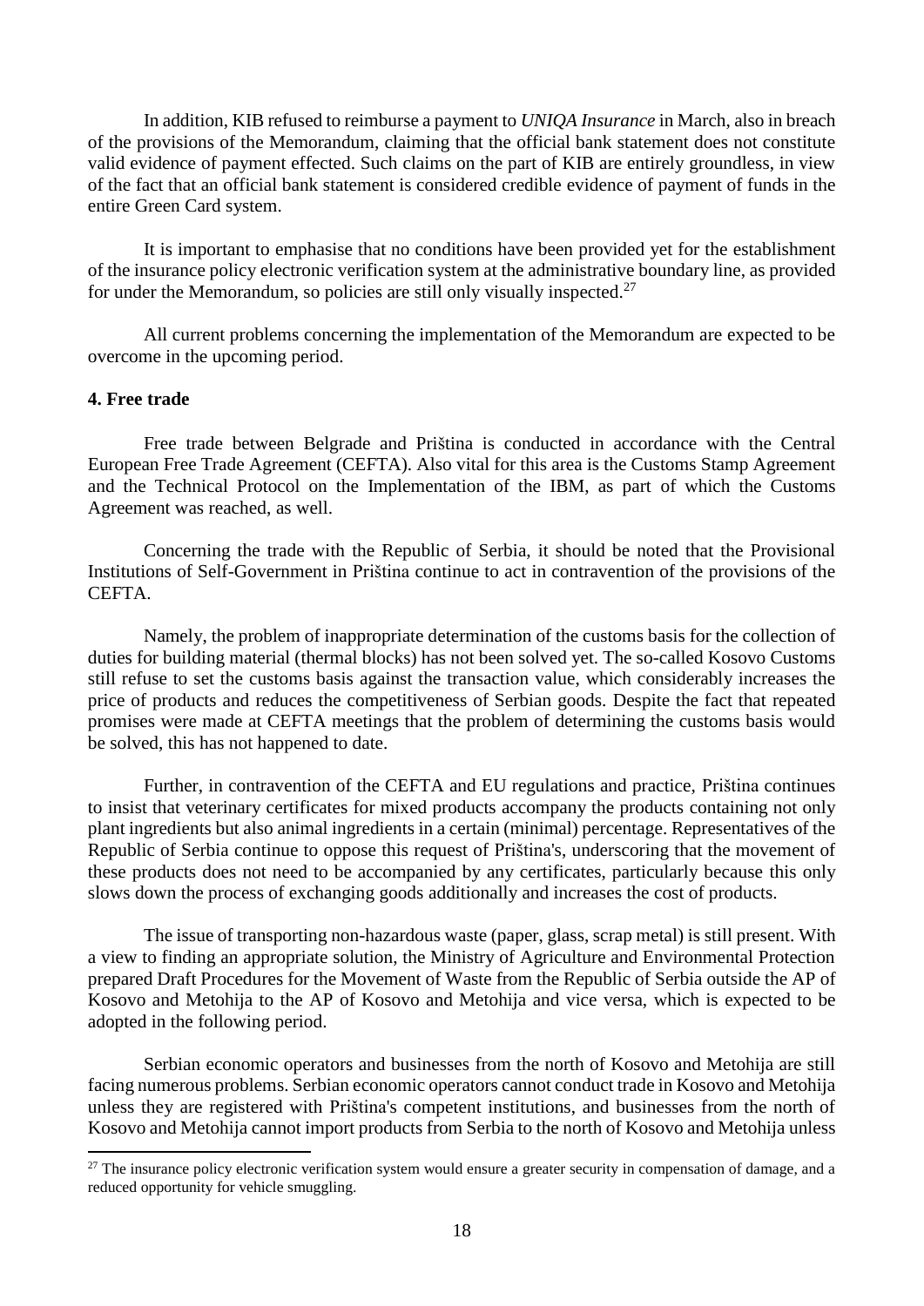In addition, KIB refused to reimburse a payment to *UNIQA Insurance* in March, also in breach of the provisions of the Memorandum, claiming that the official bank statement does not constitute valid evidence of payment effected. Such claims on the part of KIB are entirely groundless, in view of the fact that an official bank statement is considered credible evidence of payment of funds in the entire Green Card system.

It is important to emphasise that no conditions have been provided yet for the establishment of the insurance policy electronic verification system at the administrative boundary line, as provided for under the Memorandum, so policies are still only visually inspected.[27]

All current problems concerning the implementation of the Memorandum are expected to be overcome in the upcoming period.

**4. Free trade**

Free trade between Belgrade and Priština is conducted in accordance with the Central European Free Trade Agreement (CEFTA). Also vital for this area is the Customs Stamp Agreement and the Technical Protocol on the Implementation of the IBM, as part of which the Customs Agreement was reached, as well.

Concerning the trade with the Republic of Serbia, it should be noted that the Provisional Institutions of Self-Government in Priština continue to act in contravention of the provisions of the CEFTA.

Namely, the problem of inappropriate determination of the customs basis for the collection of duties for building material (thermal blocks) has not been solved yet. The so-called Kosovo Customs still refuse to set the customs basis against the transaction value, which considerably increases the price of products and reduces the competitiveness of Serbian goods. Despite the fact that repeated promises were made at CEFTA meetings that the problem of determining the customs basis would be solved, this has not happened to date.

Further, in contravention of the CEFTA and EU regulations and practice, Priština continues to insist that veterinary certificates for mixed products accompany the products containing not only plant ingredients but also animal ingredients in a certain (minimal) percentage. Representatives of the Republic of Serbia continue to oppose this request of Priština's, underscoring that the movement of these products does not need to be accompanied by any certificates, particularly because this only slows down the process of exchanging goods additionally and increases the cost of products.

The issue of transporting non-hazardous waste (paper, glass, scrap metal) is still present. With a view to finding an appropriate solution, the Ministry of Agriculture and Environmental Protection prepared Draft Procedures for the Movement of Waste from the Republic of Serbia outside the AP of Kosovo and Metohija to the AP of Kosovo and Metohija and vice versa, which is expected to be adopted in the following period.

Serbian economic operators and businesses from the north of Kosovo and Metohija are still facing numerous problems. Serbian economic operators cannot conduct trade in Kosovo and Metohija unless they are registered with Priština's competent institutions, and businesses from the north of Kosovo and Metohija cannot import products from Serbia to the north of Kosovo and Metohija unless

[27] The insurance policy electronic verification system would ensure a greater security in compensation of damage, and a reduced opportunity for vehicle smuggling.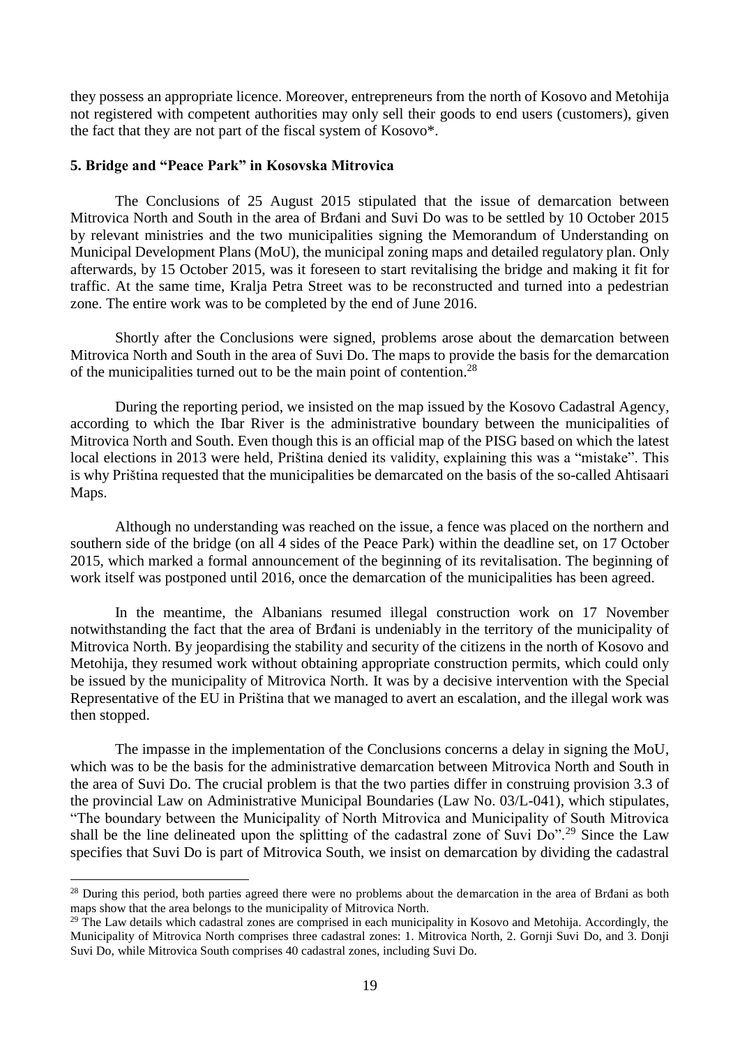they possess an appropriate licence. Moreover, entrepreneurs from the north of Kosovo and Metohija not registered with competent authorities may only sell their goods to end users (customers), given the fact that they are not part of the fiscal system of Kosovo*.

**5. Bridge and "Peace Park" in Kosovska Mitrovica**

The Conclusions of 25 August 2015 stipulated that the issue of demarcation between Mitrovica North and South in the area of Brđani and Suvi Do was to be settled by 10 October 2015 by relevant ministries and the two municipalities signing the Memorandum of Understanding on Municipal Development Plans (MoU), the municipal zoning maps and detailed regulatory plan. Only afterwards, by 15 October 2015, was it foreseen to start revitalising the bridge and making it fit for traffic. At the same time, Kralja Petra Street was to be reconstructed and turned into a pedestrian zone. The entire work was to be completed by the end of June 2016.

Shortly after the Conclusions were signed, problems arose about the demarcation between Mitrovica North and South in the area of Suvi Do. The maps to provide the basis for the demarcation of the municipalities turned out to be the main point of contention.[28]

During the reporting period, we insisted on the map issued by the Kosovo Cadastral Agency, according to which the Ibar River is the administrative boundary between the municipalities of Mitrovica North and South. Even though this is an official map of the PISG based on which the latest local elections in 2013 were held, Priština denied its validity, explaining this was a "mistake". This is why Priština requested that the municipalities be demarcated on the basis of the so-called Ahtisaari Maps.

Although no understanding was reached on the issue, a fence was placed on the northern and southern side of the bridge (on all 4 sides of the Peace Park) within the deadline set, on 17 October 2015, which marked a formal announcement of the beginning of its revitalisation. The beginning of work itself was postponed until 2016, once the demarcation of the municipalities has been agreed.

In the meantime, the Albanians resumed illegal construction work on 17 November notwithstanding the fact that the area of Brđani is undeniably in the territory of the municipality of Mitrovica North. By jeopardising the stability and security of the citizens in the north of Kosovo and Metohija, they resumed work without obtaining appropriate construction permits, which could only be issued by the municipality of Mitrovica North. It was by a decisive intervention with the Special Representative of the EU in Priština that we managed to avert an escalation, and the illegal work was then stopped.

The impasse in the implementation of the Conclusions concerns a delay in signing the MoU, which was to be the basis for the administrative demarcation between Mitrovica North and South in the area of Suvi Do. The crucial problem is that the two parties differ in construing provision 3.3 of the provincial Law on Administrative Municipal Boundaries (Law No. 03/L-041), which stipulates, "The boundary between the Municipality of North Mitrovica and Municipality of South Mitrovica shall be the line delineated upon the splitting of the cadastral zone of Suvi Do".[29] Since the Law specifies that Suvi Do is part of Mitrovica South, we insist on demarcation by dividing the cadastral

[28] During this period, both parties agreed there were no problems about the demarcation in the area of Brđani as both maps show that the area belongs to the municipality of Mitrovica North.

[29] The Law details which cadastral zones are comprised in each municipality in Kosovo and Metohija. Accordingly, the Municipality of Mitrovica North comprises three cadastral zones: 1. Mitrovica North, 2. Gornji Suvi Do, and 3. Donji Suvi Do, while Mitrovica South comprises 40 cadastral zones, including Suvi Do.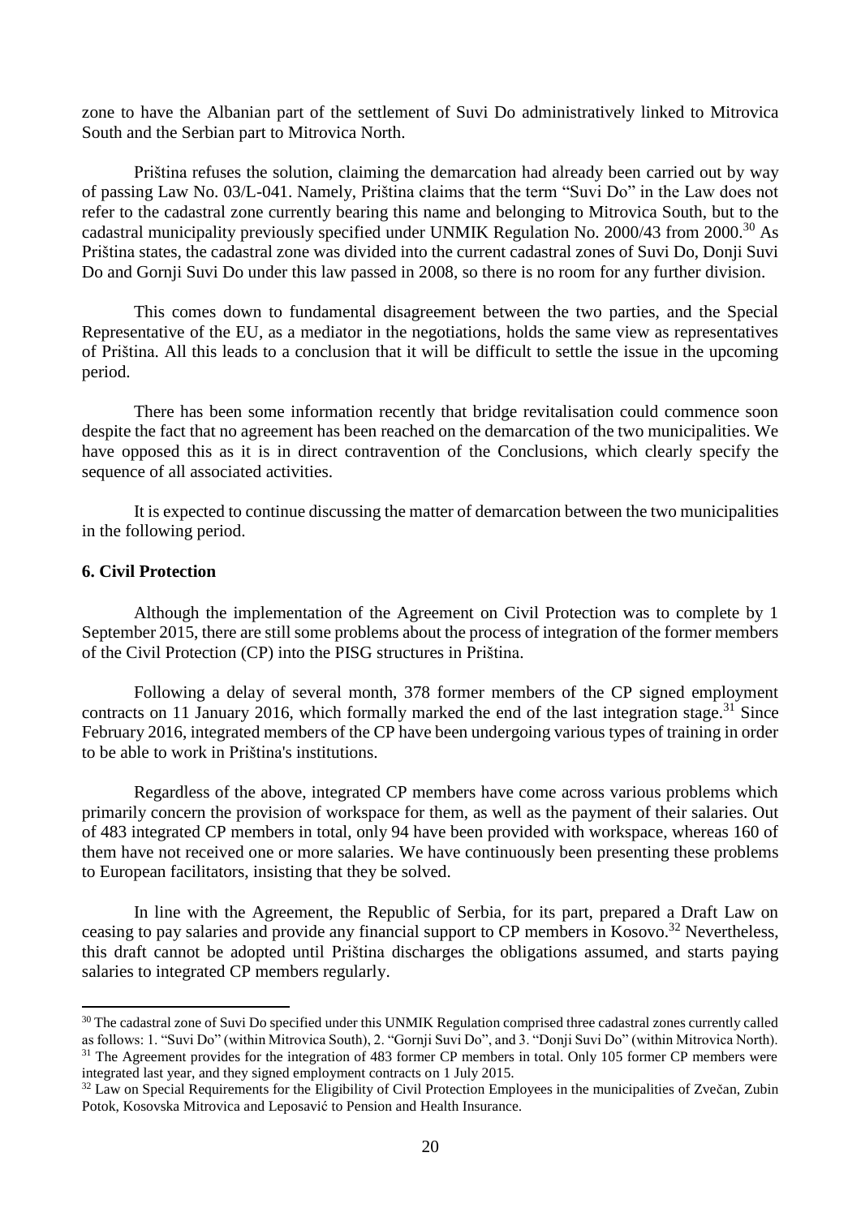zone to have the Albanian part of the settlement of Suvi Do administratively linked to Mitrovica South and the Serbian part to Mitrovica North.

Priština refuses the solution, claiming the demarcation had already been carried out by way of passing Law No. 03/L-041. Namely, Priština claims that the term "Suvi Do" in the Law does not refer to the cadastral zone currently bearing this name and belonging to Mitrovica South, but to the cadastral municipality previously specified under UNMIK Regulation No. 2000/43 from 2000.[30] As Priština states, the cadastral zone was divided into the current cadastral zones of Suvi Do, Donji Suvi Do and Gornji Suvi Do under this law passed in 2008, so there is no room for any further division.

This comes down to fundamental disagreement between the two parties, and the Special Representative of the EU, as a mediator in the negotiations, holds the same view as representatives of Priština. All this leads to a conclusion that it will be difficult to settle the issue in the upcoming period.

There has been some information recently that bridge revitalisation could commence soon despite the fact that no agreement has been reached on the demarcation of the two municipalities. We have opposed this as it is in direct contravention of the Conclusions, which clearly specify the sequence of all associated activities.

It is expected to continue discussing the matter of demarcation between the two municipalities in the following period.

### 6. Civil Protection

Although the implementation of the Agreement on Civil Protection was to complete by 1 September 2015, there are still some problems about the process of integration of the former members of the Civil Protection (CP) into the PISG structures in Priština.

Following a delay of several month, 378 former members of the CP signed employment contracts on 11 January 2016, which formally marked the end of the last integration stage.[31] Since February 2016, integrated members of the CP have been undergoing various types of training in order to be able to work in Priština's institutions.

Regardless of the above, integrated CP members have come across various problems which primarily concern the provision of workspace for them, as well as the payment of their salaries. Out of 483 integrated CP members in total, only 94 have been provided with workspace, whereas 160 of them have not received one or more salaries. We have continuously been presenting these problems to European facilitators, insisting that they be solved.

In line with the Agreement, the Republic of Serbia, for its part, prepared a Draft Law on ceasing to pay salaries and provide any financial support to CP members in Kosovo.[32] Nevertheless, this draft cannot be adopted until Priština discharges the obligations assumed, and starts paying salaries to integrated CP members regularly.

---

[30] The cadastral zone of Suvi Do specified under this UNMIK Regulation comprised three cadastral zones currently called as follows: 1. "Suvi Do" (within Mitrovica South), 2. "Gornji Suvi Do", and 3. "Donji Suvi Do" (within Mitrovica North).

[31] The Agreement provides for the integration of 483 former CP members in total. Only 105 former CP members were integrated last year, and they signed employment contracts on 1 July 2015.

[32] Law on Special Requirements for the Eligibility of Civil Protection Employees in the municipalities of Zvečan, Zubin Potok, Kosovska Mitrovica and Leposavić to Pension and Health Insurance.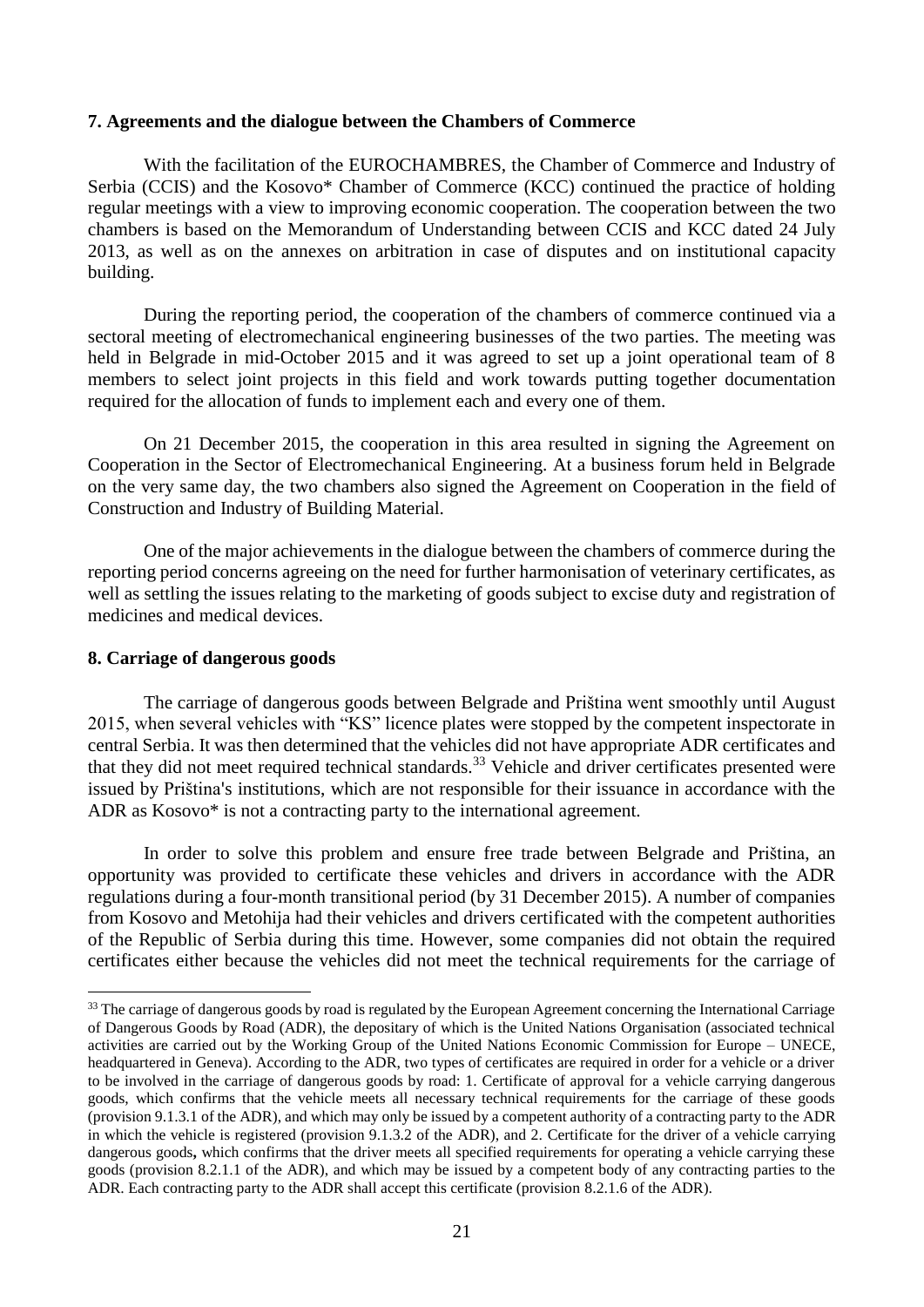## 7. Agreements and the dialogue between the Chambers of Commerce

With the facilitation of the EUROCHAMBRES, the Chamber of Commerce and Industry of Serbia (CCIS) and the Kosovo* Chamber of Commerce (KCC) continued the practice of holding regular meetings with a view to improving economic cooperation. The cooperation between the two chambers is based on the Memorandum of Understanding between CCIS and KCC dated 24 July 2013, as well as on the annexes on arbitration in case of disputes and on institutional capacity building.

During the reporting period, the cooperation of the chambers of commerce continued via a sectoral meeting of electromechanical engineering businesses of the two parties. The meeting was held in Belgrade in mid-October 2015 and it was agreed to set up a joint operational team of 8 members to select joint projects in this field and work towards putting together documentation required for the allocation of funds to implement each and every one of them.

On 21 December 2015, the cooperation in this area resulted in signing the Agreement on Cooperation in the Sector of Electromechanical Engineering. At a business forum held in Belgrade on the very same day, the two chambers also signed the Agreement on Cooperation in the field of Construction and Industry of Building Material.

One of the major achievements in the dialogue between the chambers of commerce during the reporting period concerns agreeing on the need for further harmonisation of veterinary certificates, as well as settling the issues relating to the marketing of goods subject to excise duty and registration of medicines and medical devices.

## 8. Carriage of dangerous goods

The carriage of dangerous goods between Belgrade and Priština went smoothly until August 2015, when several vehicles with "KS" licence plates were stopped by the competent inspectorate in central Serbia. It was then determined that the vehicles did not have appropriate ADR certificates and that they did not meet required technical standards.[33] Vehicle and driver certificates presented were issued by Priština's institutions, which are not responsible for their issuance in accordance with the ADR as Kosovo* is not a contracting party to the international agreement.

In order to solve this problem and ensure free trade between Belgrade and Priština, an opportunity was provided to certificate these vehicles and drivers in accordance with the ADR regulations during a four-month transitional period (by 31 December 2015). A number of companies from Kosovo and Metohija had their vehicles and drivers certificated with the competent authorities of the Republic of Serbia during this time. However, some companies did not obtain the required certificates either because the vehicles did not meet the technical requirements for the carriage of

---

[33] The carriage of dangerous goods by road is regulated by the European Agreement concerning the International Carriage of Dangerous Goods by Road (ADR), the depositary of which is the United Nations Organisation (associated technical activities are carried out by the Working Group of the United Nations Economic Commission for Europe – UNECE, headquartered in Geneva). According to the ADR, two types of certificates are required in order for a vehicle or a driver to be involved in the carriage of dangerous goods by road: 1. Certificate of approval for a vehicle carrying dangerous goods, which confirms that the vehicle meets all necessary technical requirements for the carriage of these goods (provision 9.1.3.1 of the ADR), and which may only be issued by a competent authority of a contracting party to the ADR in which the vehicle is registered (provision 9.1.3.2 of the ADR), and 2. Certificate for the driver of a vehicle carrying dangerous goods**,** which confirms that the driver meets all specified requirements for operating a vehicle carrying these goods (provision 8.2.1.1 of the ADR), and which may be issued by a competent body of any contracting parties to the ADR. Each contracting party to the ADR shall accept this certificate (provision 8.2.1.6 of the ADR).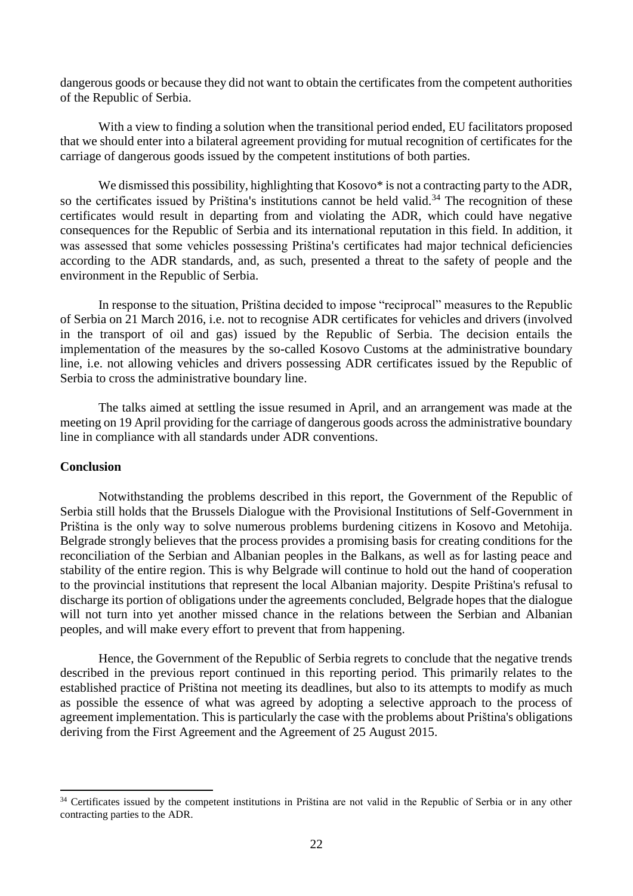dangerous goods or because they did not want to obtain the certificates from the competent authorities of the Republic of Serbia.

With a view to finding a solution when the transitional period ended, EU facilitators proposed that we should enter into a bilateral agreement providing for mutual recognition of certificates for the carriage of dangerous goods issued by the competent institutions of both parties.

We dismissed this possibility, highlighting that Kosovo* is not a contracting party to the ADR, so the certificates issued by Priština's institutions cannot be held valid.[34] The recognition of these certificates would result in departing from and violating the ADR, which could have negative consequences for the Republic of Serbia and its international reputation in this field. In addition, it was assessed that some vehicles possessing Priština's certificates had major technical deficiencies according to the ADR standards, and, as such, presented a threat to the safety of people and the environment in the Republic of Serbia.

In response to the situation, Priština decided to impose "reciprocal" measures to the Republic of Serbia on 21 March 2016, i.e. not to recognise ADR certificates for vehicles and drivers (involved in the transport of oil and gas) issued by the Republic of Serbia. The decision entails the implementation of the measures by the so-called Kosovo Customs at the administrative boundary line, i.e. not allowing vehicles and drivers possessing ADR certificates issued by the Republic of Serbia to cross the administrative boundary line.

The talks aimed at settling the issue resumed in April, and an arrangement was made at the meeting on 19 April providing for the carriage of dangerous goods across the administrative boundary line in compliance with all standards under ADR conventions.

**Conclusion**

Notwithstanding the problems described in this report, the Government of the Republic of Serbia still holds that the Brussels Dialogue with the Provisional Institutions of Self-Government in Priština is the only way to solve numerous problems burdening citizens in Kosovo and Metohija. Belgrade strongly believes that the process provides a promising basis for creating conditions for the reconciliation of the Serbian and Albanian peoples in the Balkans, as well as for lasting peace and stability of the entire region. This is why Belgrade will continue to hold out the hand of cooperation to the provincial institutions that represent the local Albanian majority. Despite Priština's refusal to discharge its portion of obligations under the agreements concluded, Belgrade hopes that the dialogue will not turn into yet another missed chance in the relations between the Serbian and Albanian peoples, and will make every effort to prevent that from happening.

Hence, the Government of the Republic of Serbia regrets to conclude that the negative trends described in the previous report continued in this reporting period. This primarily relates to the established practice of Priština not meeting its deadlines, but also to its attempts to modify as much as possible the essence of what was agreed by adopting a selective approach to the process of agreement implementation. This is particularly the case with the problems about Priština's obligations deriving from the First Agreement and the Agreement of 25 August 2015.

---

[34] Certificates issued by the competent institutions in Priština are not valid in the Republic of Serbia or in any other contracting parties to the ADR.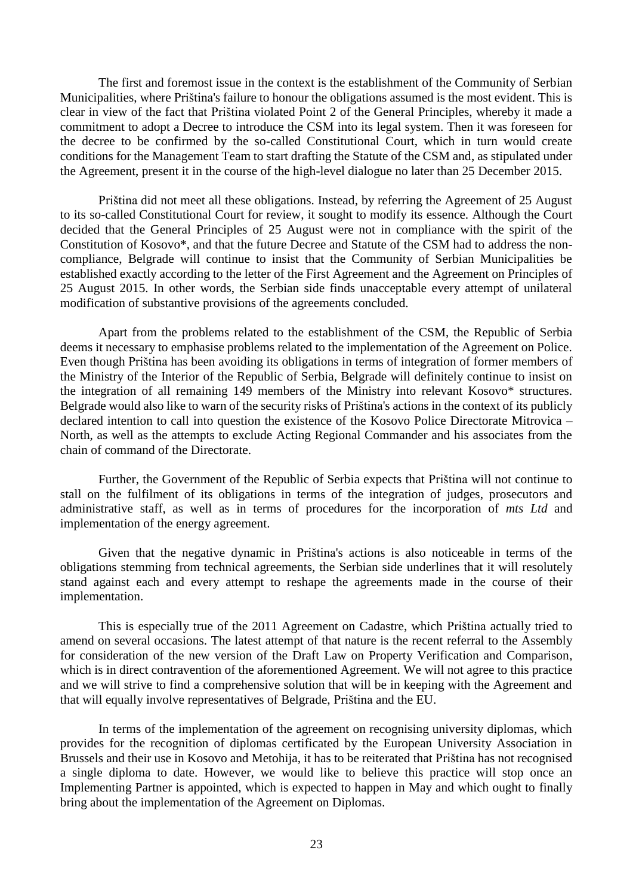The first and foremost issue in the context is the establishment of the Community of Serbian Municipalities, where Priština's failure to honour the obligations assumed is the most evident. This is clear in view of the fact that Priština violated Point 2 of the General Principles, whereby it made a commitment to adopt a Decree to introduce the CSM into its legal system. Then it was foreseen for the decree to be confirmed by the so-called Constitutional Court, which in turn would create conditions for the Management Team to start drafting the Statute of the CSM and, as stipulated under the Agreement, present it in the course of the high-level dialogue no later than 25 December 2015.

Priština did not meet all these obligations. Instead, by referring the Agreement of 25 August to its so-called Constitutional Court for review, it sought to modify its essence. Although the Court decided that the General Principles of 25 August were not in compliance with the spirit of the Constitution of Kosovo*, and that the future Decree and Statute of the CSM had to address the non-compliance, Belgrade will continue to insist that the Community of Serbian Municipalities be established exactly according to the letter of the First Agreement and the Agreement on Principles of 25 August 2015. In other words, the Serbian side finds unacceptable every attempt of unilateral modification of substantive provisions of the agreements concluded.

Apart from the problems related to the establishment of the CSM, the Republic of Serbia deems it necessary to emphasise problems related to the implementation of the Agreement on Police. Even though Priština has been avoiding its obligations in terms of integration of former members of the Ministry of the Interior of the Republic of Serbia, Belgrade will definitely continue to insist on the integration of all remaining 149 members of the Ministry into relevant Kosovo* structures. Belgrade would also like to warn of the security risks of Priština's actions in the context of its publicly declared intention to call into question the existence of the Kosovo Police Directorate Mitrovica – North, as well as the attempts to exclude Acting Regional Commander and his associates from the chain of command of the Directorate.

Further, the Government of the Republic of Serbia expects that Priština will not continue to stall on the fulfilment of its obligations in terms of the integration of judges, prosecutors and administrative staff, as well as in terms of procedures for the incorporation of *mts Ltd* and implementation of the energy agreement.

Given that the negative dynamic in Priština's actions is also noticeable in terms of the obligations stemming from technical agreements, the Serbian side underlines that it will resolutely stand against each and every attempt to reshape the agreements made in the course of their implementation.

This is especially true of the 2011 Agreement on Cadastre, which Priština actually tried to amend on several occasions. The latest attempt of that nature is the recent referral to the Assembly for consideration of the new version of the Draft Law on Property Verification and Comparison, which is in direct contravention of the aforementioned Agreement. We will not agree to this practice and we will strive to find a comprehensive solution that will be in keeping with the Agreement and that will equally involve representatives of Belgrade, Priština and the EU.

In terms of the implementation of the agreement on recognising university diplomas, which provides for the recognition of diplomas certificated by the European University Association in Brussels and their use in Kosovo and Metohija, it has to be reiterated that Priština has not recognised a single diploma to date. However, we would like to believe this practice will stop once an Implementing Partner is appointed, which is expected to happen in May and which ought to finally bring about the implementation of the Agreement on Diplomas.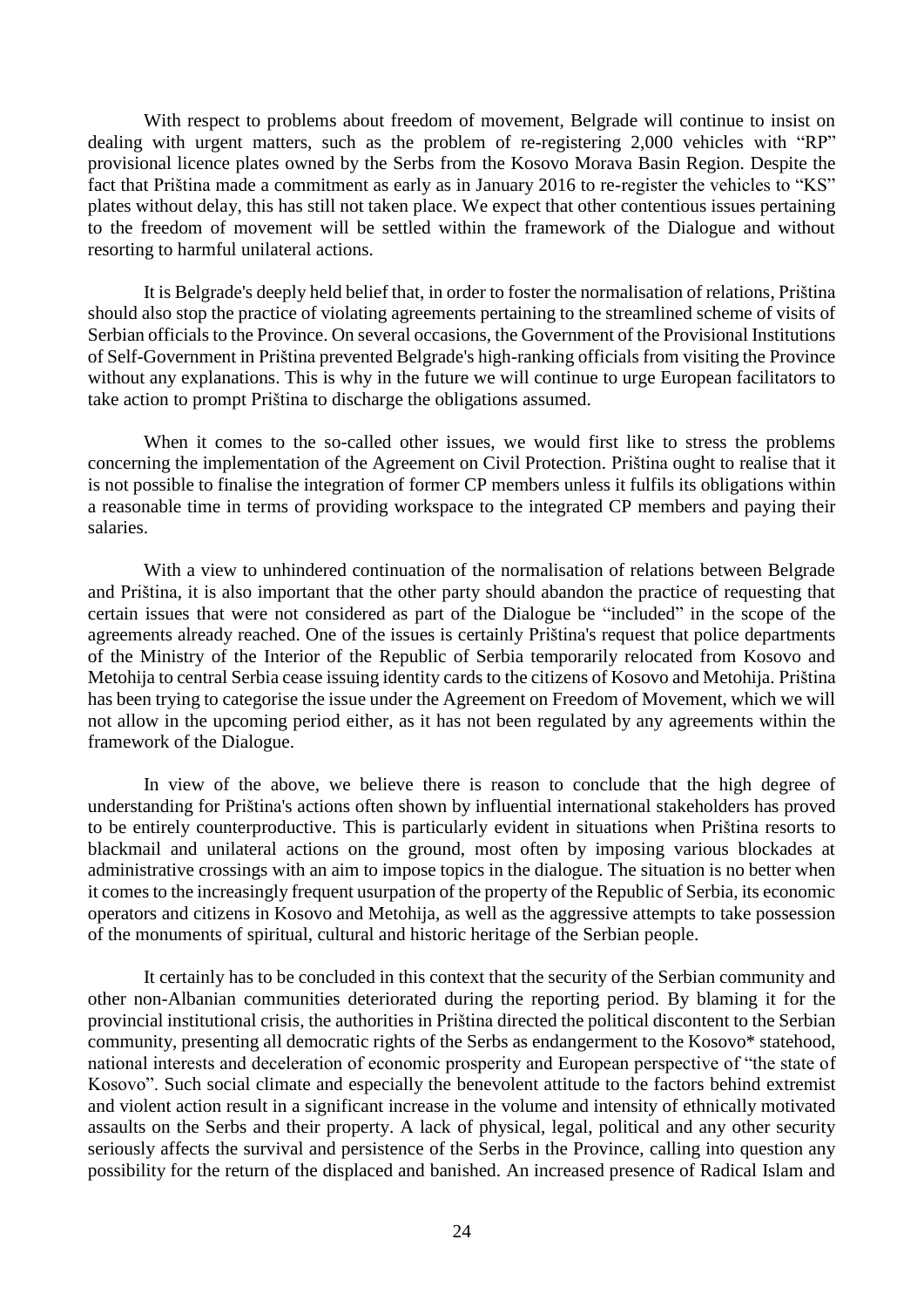With respect to problems about freedom of movement, Belgrade will continue to insist on dealing with urgent matters, such as the problem of re-registering 2,000 vehicles with "RP" provisional licence plates owned by the Serbs from the Kosovo Morava Basin Region. Despite the fact that Priština made a commitment as early as in January 2016 to re-register the vehicles to "KS" plates without delay, this has still not taken place. We expect that other contentious issues pertaining to the freedom of movement will be settled within the framework of the Dialogue and without resorting to harmful unilateral actions.

It is Belgrade's deeply held belief that, in order to foster the normalisation of relations, Priština should also stop the practice of violating agreements pertaining to the streamlined scheme of visits of Serbian officials to the Province. On several occasions, the Government of the Provisional Institutions of Self-Government in Priština prevented Belgrade's high-ranking officials from visiting the Province without any explanations. This is why in the future we will continue to urge European facilitators to take action to prompt Priština to discharge the obligations assumed.

When it comes to the so-called other issues, we would first like to stress the problems concerning the implementation of the Agreement on Civil Protection. Priština ought to realise that it is not possible to finalise the integration of former CP members unless it fulfils its obligations within a reasonable time in terms of providing workspace to the integrated CP members and paying their salaries.

With a view to unhindered continuation of the normalisation of relations between Belgrade and Priština, it is also important that the other party should abandon the practice of requesting that certain issues that were not considered as part of the Dialogue be "included" in the scope of the agreements already reached. One of the issues is certainly Priština's request that police departments of the Ministry of the Interior of the Republic of Serbia temporarily relocated from Kosovo and Metohija to central Serbia cease issuing identity cards to the citizens of Kosovo and Metohija. Priština has been trying to categorise the issue under the Agreement on Freedom of Movement, which we will not allow in the upcoming period either, as it has not been regulated by any agreements within the framework of the Dialogue.

In view of the above, we believe there is reason to conclude that the high degree of understanding for Priština's actions often shown by influential international stakeholders has proved to be entirely counterproductive. This is particularly evident in situations when Priština resorts to blackmail and unilateral actions on the ground, most often by imposing various blockades at administrative crossings with an aim to impose topics in the dialogue. The situation is no better when it comes to the increasingly frequent usurpation of the property of the Republic of Serbia, its economic operators and citizens in Kosovo and Metohija, as well as the aggressive attempts to take possession of the monuments of spiritual, cultural and historic heritage of the Serbian people.

It certainly has to be concluded in this context that the security of the Serbian community and other non-Albanian communities deteriorated during the reporting period. By blaming it for the provincial institutional crisis, the authorities in Priština directed the political discontent to the Serbian community, presenting all democratic rights of the Serbs as endangerment to the Kosovo* statehood, national interests and deceleration of economic prosperity and European perspective of "the state of Kosovo". Such social climate and especially the benevolent attitude to the factors behind extremist and violent action result in a significant increase in the volume and intensity of ethnically motivated assaults on the Serbs and their property. A lack of physical, legal, political and any other security seriously affects the survival and persistence of the Serbs in the Province, calling into question any possibility for the return of the displaced and banished. An increased presence of Radical Islam and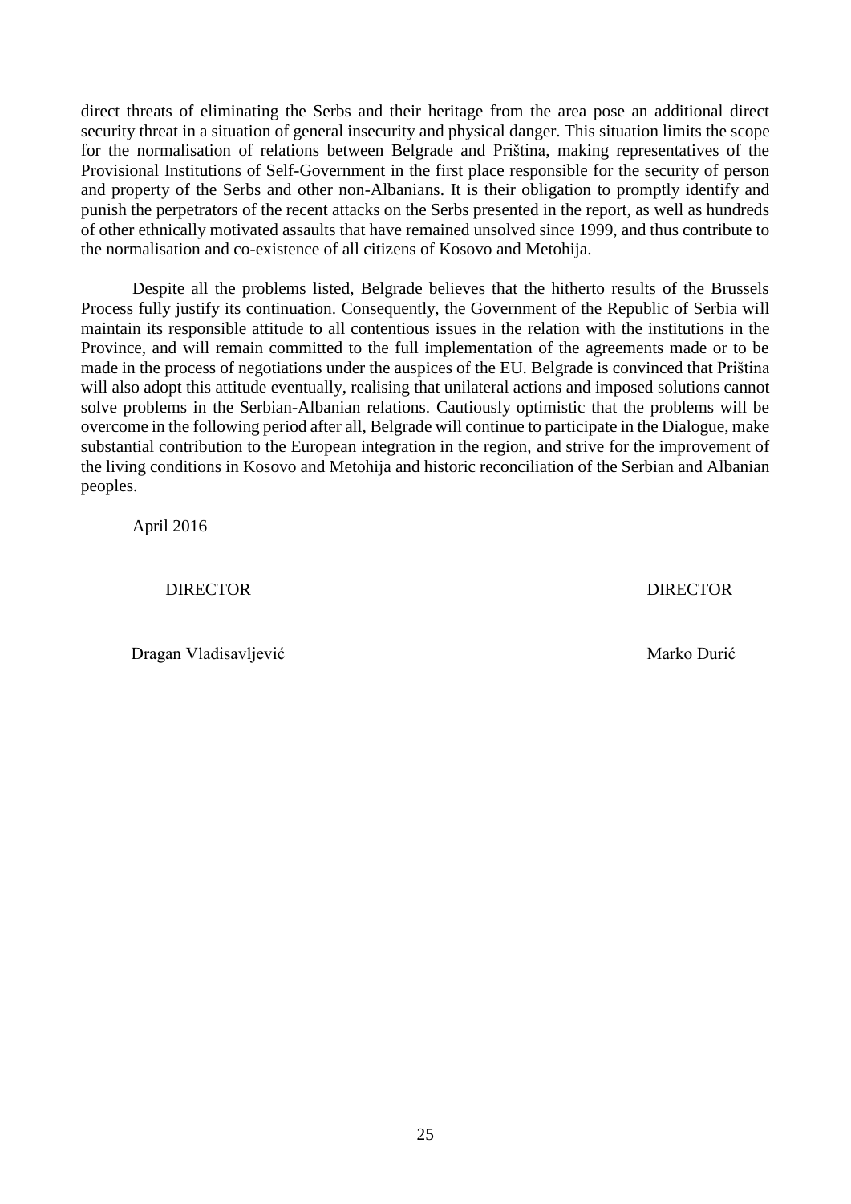direct threats of eliminating the Serbs and their heritage from the area pose an additional direct security threat in a situation of general insecurity and physical danger. This situation limits the scope for the normalisation of relations between Belgrade and Priština, making representatives of the Provisional Institutions of Self-Government in the first place responsible for the security of person and property of the Serbs and other non-Albanians. It is their obligation to promptly identify and punish the perpetrators of the recent attacks on the Serbs presented in the report, as well as hundreds of other ethnically motivated assaults that have remained unsolved since 1999, and thus contribute to the normalisation and co-existence of all citizens of Kosovo and Metohija.

Despite all the problems listed, Belgrade believes that the hitherto results of the Brussels Process fully justify its continuation. Consequently, the Government of the Republic of Serbia will maintain its responsible attitude to all contentious issues in the relation with the institutions in the Province, and will remain committed to the full implementation of the agreements made or to be made in the process of negotiations under the auspices of the EU. Belgrade is convinced that Priština will also adopt this attitude eventually, realising that unilateral actions and imposed solutions cannot solve problems in the Serbian-Albanian relations. Cautiously optimistic that the problems will be overcome in the following period after all, Belgrade will continue to participate in the Dialogue, make substantial contribution to the European integration in the region, and strive for the improvement of the living conditions in Kosovo and Metohija and historic reconciliation of the Serbian and Albanian peoples.

April 2016

DIRECTOR

Dragan Vladisavljević

DIRECTOR

Marko Đurić